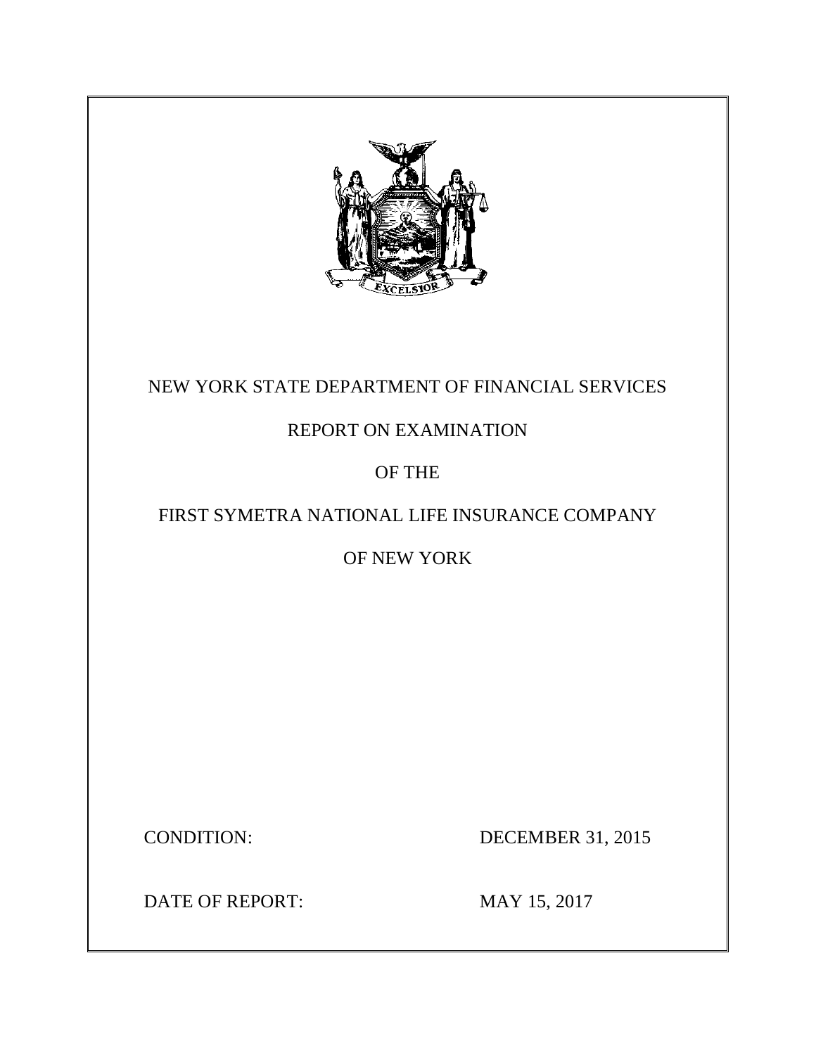NEW YORK STATE DEPARTMENT OF FINANCIAL SERVICES

REPORT ON EXAMINATION

OF THE

FIRST SYMETRA NATIONAL LIFE INSURANCE COMPANY

OF NEW YORK

CONDITION: DECEMBER 31, 2015

DATE OF REPORT: MAY 15, 2017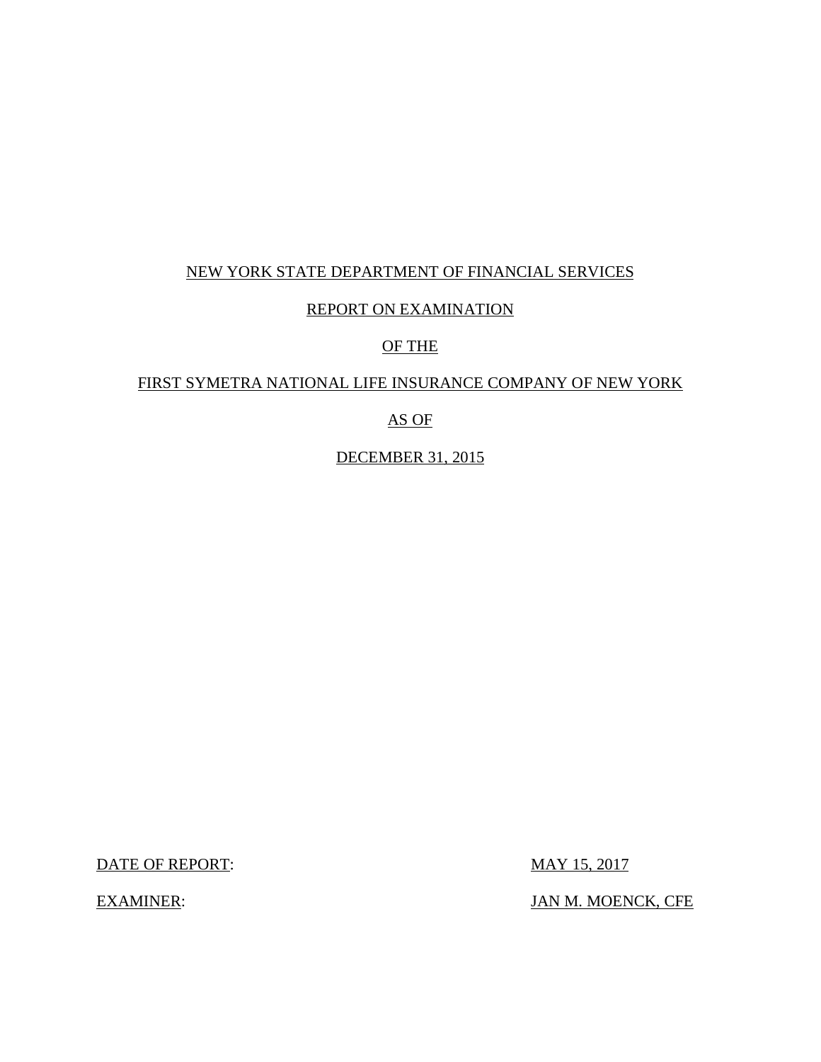NEW YORK STATE DEPARTMENT OF FINANCIAL SERVICES

REPORT ON EXAMINATION

OF THE

FIRST SYMETRA NATIONAL LIFE INSURANCE COMPANY OF NEW YORK

AS OF

DECEMBER 31, 2015

DATE OF REPORT: MAY 15, 2017

EXAMINER: JAN M. MOENCK, CFE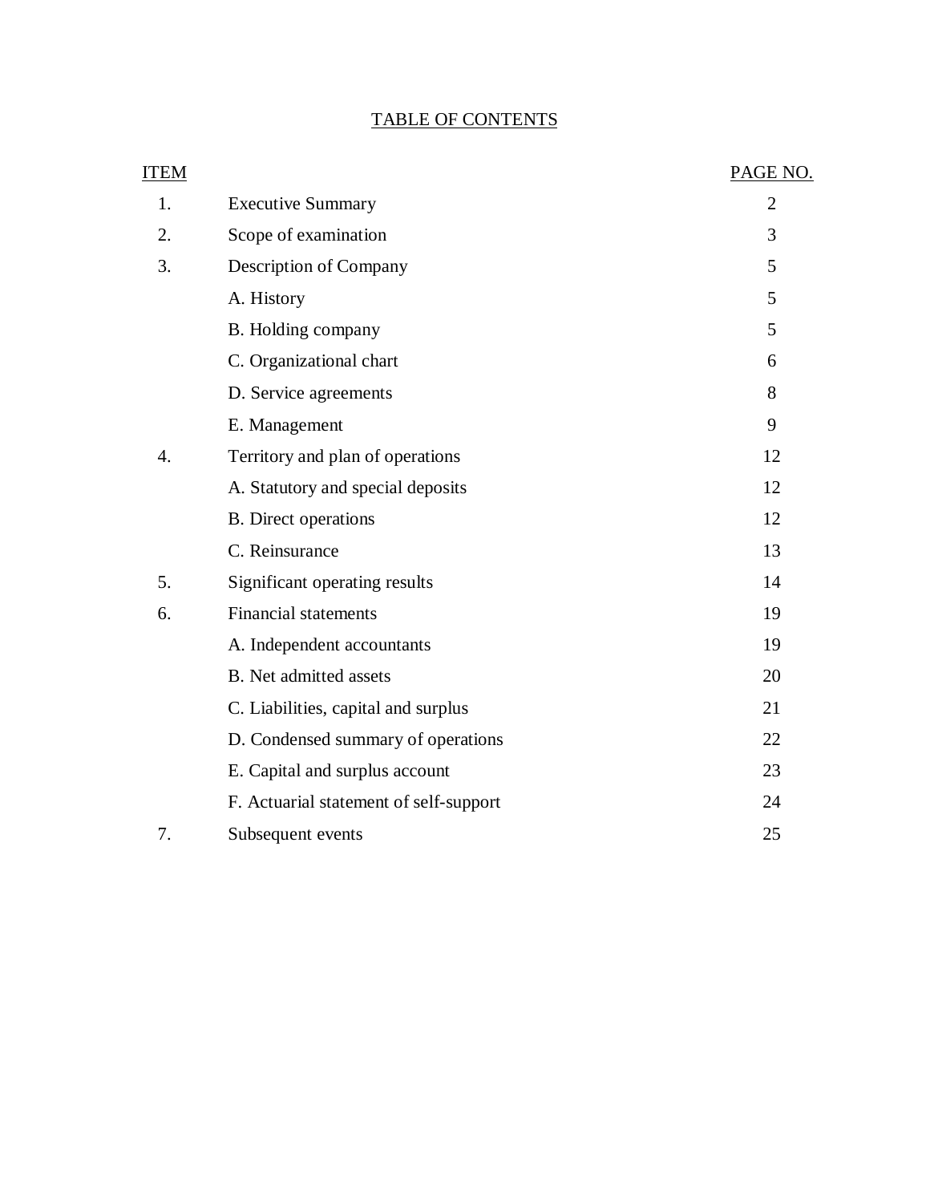# TABLE OF CONTENTS

| ITEM | | PAGE NO. |
|---|---|---|
| 1. | Executive Summary | 2 |
| 2. | Scope of examination | 3 |
| 3. | Description of Company | 5 |
| | A. History | 5 |
| | B. Holding company | 5 |
| | C. Organizational chart | 6 |
| | D. Service agreements | 8 |
| | E. Management | 9 |
| 4. | Territory and plan of operations | 12 |
| | A. Statutory and special deposits | 12 |
| | B. Direct operations | 12 |
| | C. Reinsurance | 13 |
| 5. | Significant operating results | 14 |
| 6. | Financial statements | 19 |
| | A. Independent accountants | 19 |
| | B. Net admitted assets | 20 |
| | C. Liabilities, capital and surplus | 21 |
| | D. Condensed summary of operations | 22 |
| | E. Capital and surplus account | 23 |
| | F. Actuarial statement of self-support | 24 |
| 7. | Subsequent events | 25 |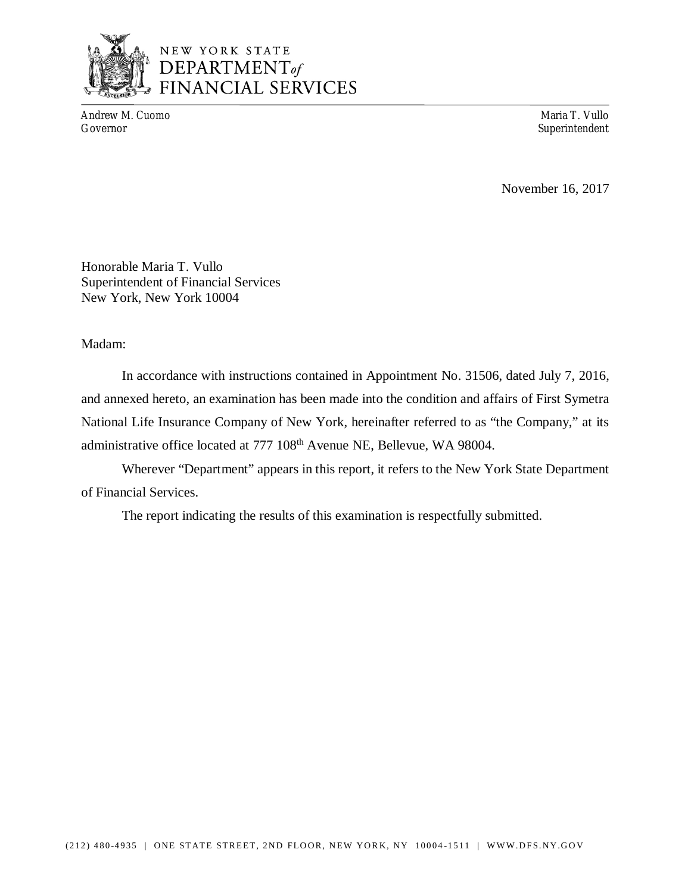NEW YORK STATE
DEPARTMENT *of*
FINANCIAL SERVICES

Andrew M. Cuomo
Governor

Maria T. Vullo
Superintendent

November 16, 2017

Honorable Maria T. Vullo
Superintendent of Financial Services
New York, New York 10004

Madam:

In accordance with instructions contained in Appointment No. 31506, dated July 7, 2016, and annexed hereto, an examination has been made into the condition and affairs of First Symetra National Life Insurance Company of New York, hereinafter referred to as "the Company," at its administrative office located at 777 108th Avenue NE, Bellevue, WA 98004.

Wherever "Department" appears in this report, it refers to the New York State Department of Financial Services.

The report indicating the results of this examination is respectfully submitted.

(212) 480-4935 | ONE STATE STREET, 2ND FLOOR, NEW YORK, NY 10004-1511 | WWW.DFS.NY.GOV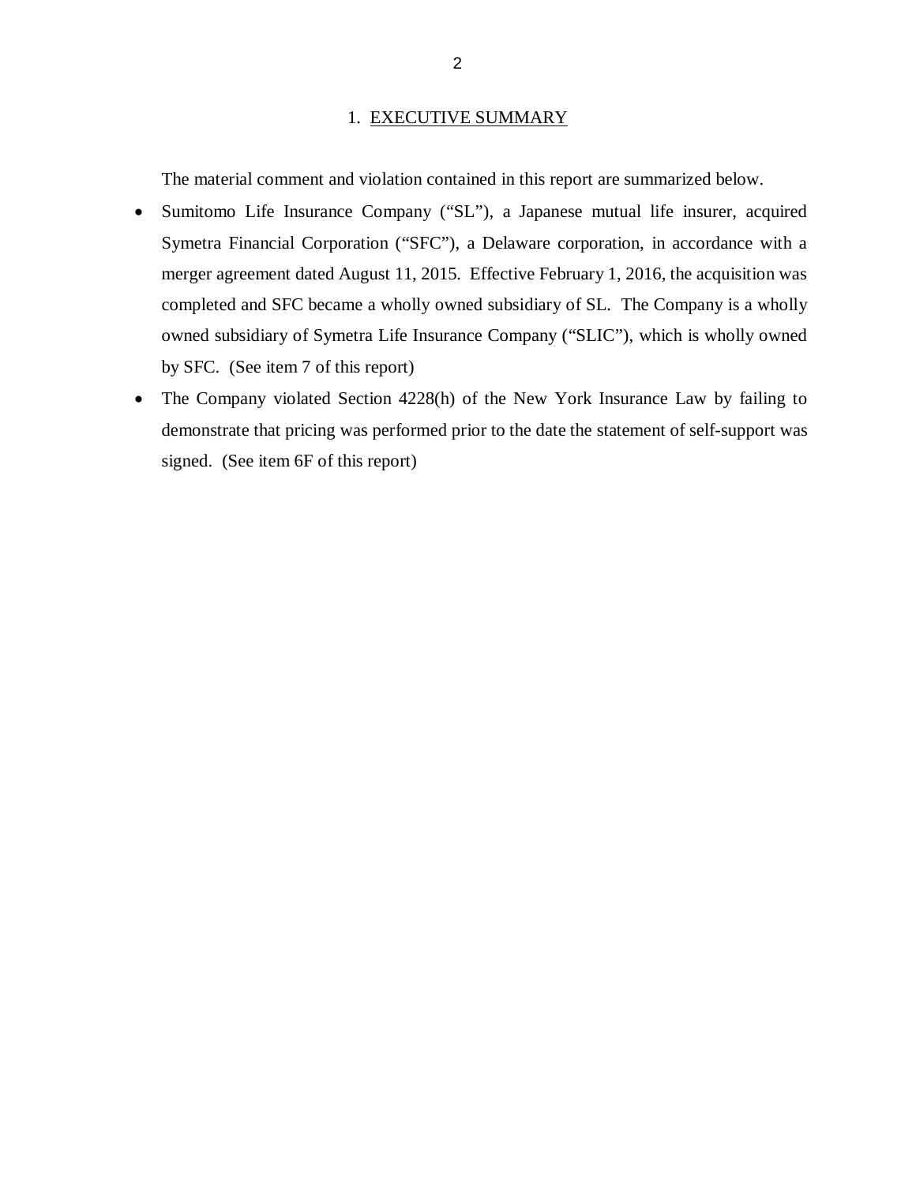## 1. EXECUTIVE SUMMARY

The material comment and violation contained in this report are summarized below.

- Sumitomo Life Insurance Company ("SL"), a Japanese mutual life insurer, acquired Symetra Financial Corporation ("SFC"), a Delaware corporation, in accordance with a merger agreement dated August 11, 2015. Effective February 1, 2016, the acquisition was completed and SFC became a wholly owned subsidiary of SL. The Company is a wholly owned subsidiary of Symetra Life Insurance Company ("SLIC"), which is wholly owned by SFC. (See item 7 of this report)
- The Company violated Section 4228(h) of the New York Insurance Law by failing to demonstrate that pricing was performed prior to the date the statement of self-support was signed. (See item 6F of this report)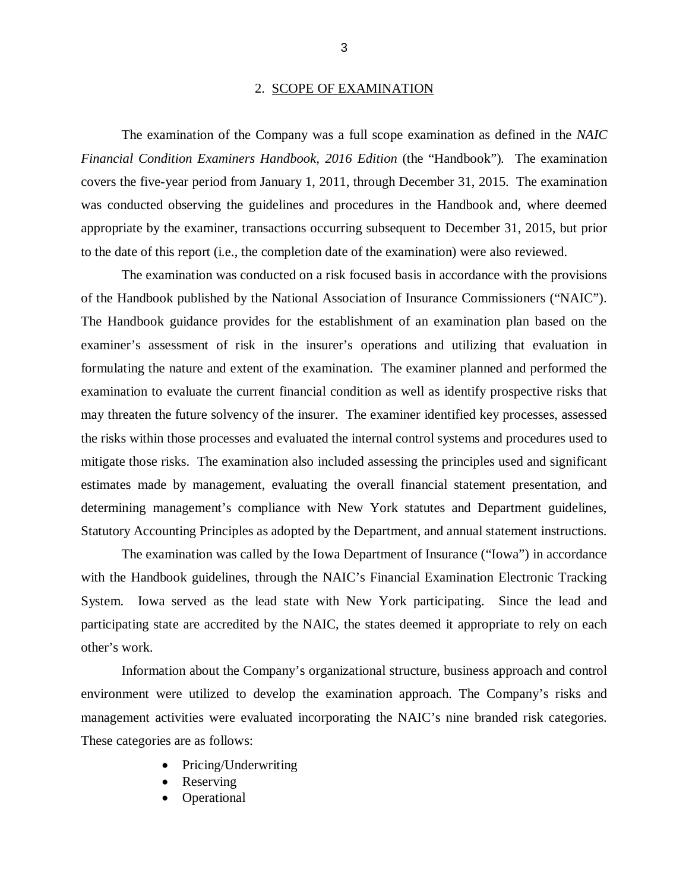## 2. SCOPE OF EXAMINATION

The examination of the Company was a full scope examination as defined in the *NAIC Financial Condition Examiners Handbook, 2016 Edition* (the "Handbook"). The examination covers the five-year period from January 1, 2011, through December 31, 2015. The examination was conducted observing the guidelines and procedures in the Handbook and, where deemed appropriate by the examiner, transactions occurring subsequent to December 31, 2015, but prior to the date of this report (i.e., the completion date of the examination) were also reviewed.

The examination was conducted on a risk focused basis in accordance with the provisions of the Handbook published by the National Association of Insurance Commissioners ("NAIC"). The Handbook guidance provides for the establishment of an examination plan based on the examiner's assessment of risk in the insurer's operations and utilizing that evaluation in formulating the nature and extent of the examination. The examiner planned and performed the examination to evaluate the current financial condition as well as identify prospective risks that may threaten the future solvency of the insurer. The examiner identified key processes, assessed the risks within those processes and evaluated the internal control systems and procedures used to mitigate those risks. The examination also included assessing the principles used and significant estimates made by management, evaluating the overall financial statement presentation, and determining management's compliance with New York statutes and Department guidelines, Statutory Accounting Principles as adopted by the Department, and annual statement instructions.

The examination was called by the Iowa Department of Insurance ("Iowa") in accordance with the Handbook guidelines, through the NAIC's Financial Examination Electronic Tracking System. Iowa served as the lead state with New York participating. Since the lead and participating state are accredited by the NAIC, the states deemed it appropriate to rely on each other's work.

Information about the Company's organizational structure, business approach and control environment were utilized to develop the examination approach. The Company's risks and management activities were evaluated incorporating the NAIC's nine branded risk categories. These categories are as follows:

- Pricing/Underwriting
- Reserving
- Operational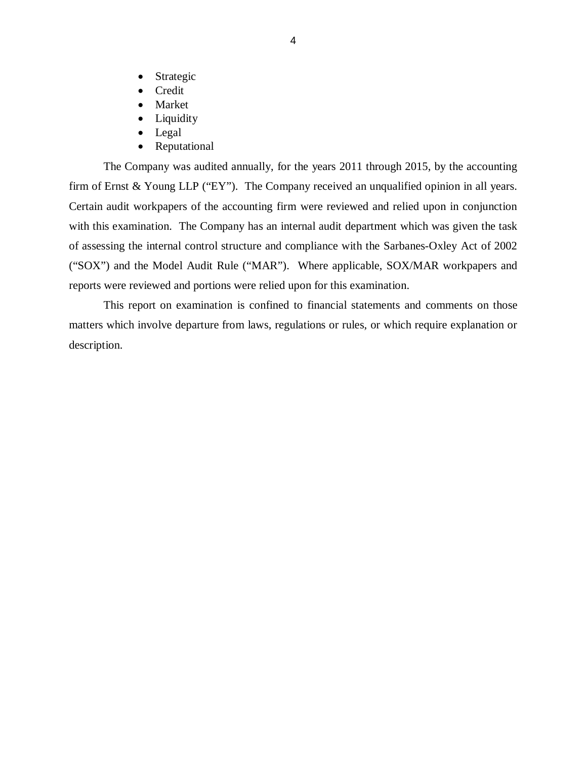- Strategic
- Credit
- Market
- Liquidity
- Legal
- Reputational

The Company was audited annually, for the years 2011 through 2015, by the accounting firm of Ernst & Young LLP ("EY"). The Company received an unqualified opinion in all years. Certain audit workpapers of the accounting firm were reviewed and relied upon in conjunction with this examination. The Company has an internal audit department which was given the task of assessing the internal control structure and compliance with the Sarbanes-Oxley Act of 2002 ("SOX") and the Model Audit Rule ("MAR"). Where applicable, SOX/MAR workpapers and reports were reviewed and portions were relied upon for this examination.

This report on examination is confined to financial statements and comments on those matters which involve departure from laws, regulations or rules, or which require explanation or description.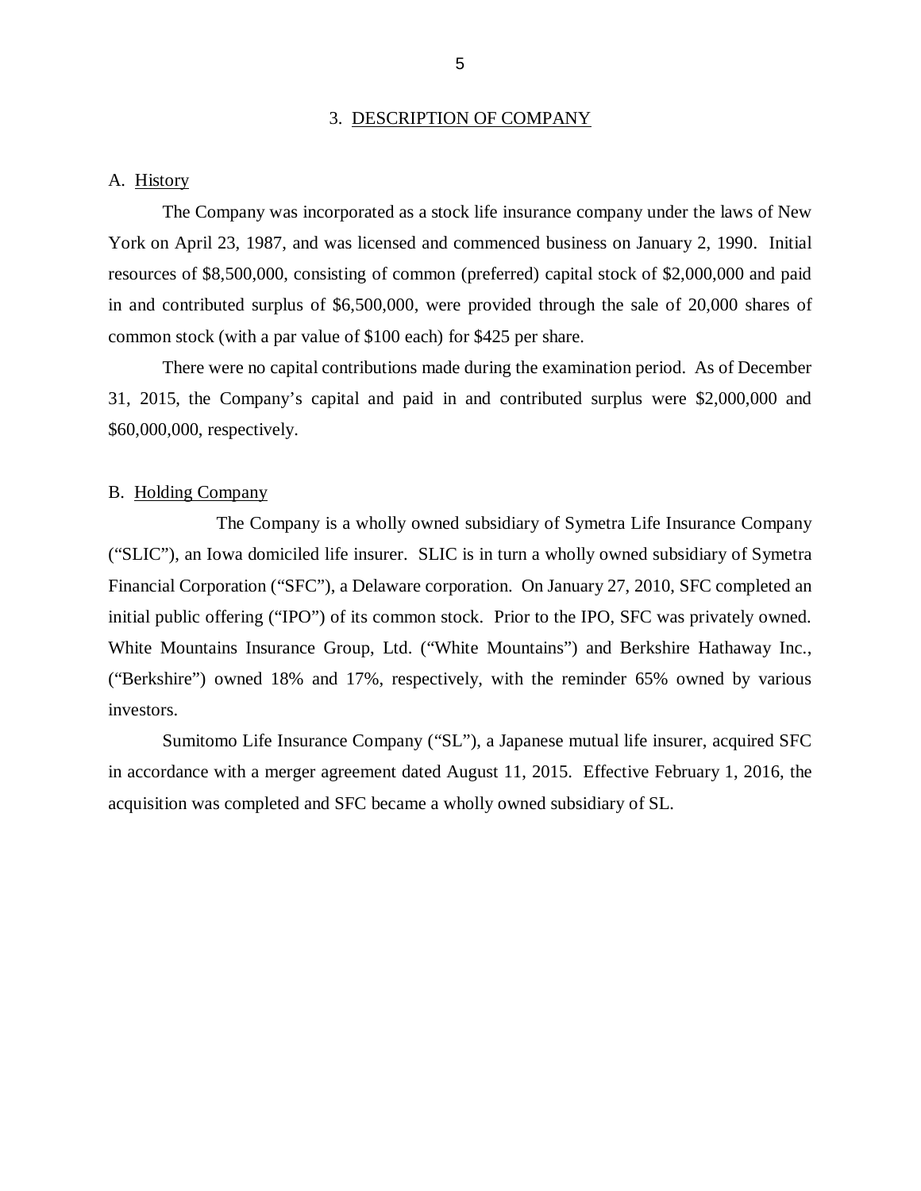## 3. DESCRIPTION OF COMPANY

### A. History

The Company was incorporated as a stock life insurance company under the laws of New York on April 23, 1987, and was licensed and commenced business on January 2, 1990. Initial resources of $8,500,000, consisting of common (preferred) capital stock of $2,000,000 and paid in and contributed surplus of $6,500,000, were provided through the sale of 20,000 shares of common stock (with a par value of $100 each) for $425 per share.

There were no capital contributions made during the examination period. As of December 31, 2015, the Company's capital and paid in and contributed surplus were $2,000,000 and $60,000,000, respectively.

### B. Holding Company

The Company is a wholly owned subsidiary of Symetra Life Insurance Company ("SLIC"), an Iowa domiciled life insurer. SLIC is in turn a wholly owned subsidiary of Symetra Financial Corporation ("SFC"), a Delaware corporation. On January 27, 2010, SFC completed an initial public offering ("IPO") of its common stock. Prior to the IPO, SFC was privately owned. White Mountains Insurance Group, Ltd. ("White Mountains") and Berkshire Hathaway Inc., ("Berkshire") owned 18% and 17%, respectively, with the reminder 65% owned by various investors.

Sumitomo Life Insurance Company ("SL"), a Japanese mutual life insurer, acquired SFC in accordance with a merger agreement dated August 11, 2015. Effective February 1, 2016, the acquisition was completed and SFC became a wholly owned subsidiary of SL.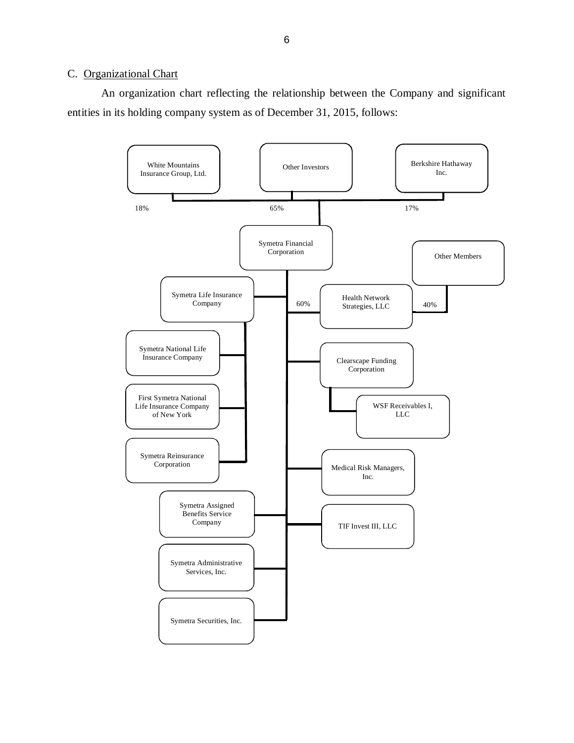C. Organizational Chart

An organization chart reflecting the relationship between the Company and significant entities in its holding company system as of December 31, 2015, follows:

- White Mountains Insurance Group, Ltd. (18%)
- Other Investors (65%)
- Berkshire Hathaway Inc. (17%)
  - Symetra Financial Corporation
    - Symetra Life Insurance Company
      - Symetra National Life Insurance Company
      - First Symetra National Life Insurance Company of New York
      - Symetra Reinsurance Corporation
    - Health Network Strategies, LLC (60%; Other Members 40%)
    - Clearscape Funding Corporation
      - WSF Receivables I, LLC
    - Medical Risk Managers, Inc.
    - Symetra Assigned Benefits Service Company
    - TIF Invest III, LLC
    - Symetra Administrative Services, Inc.
    - Symetra Securities, Inc.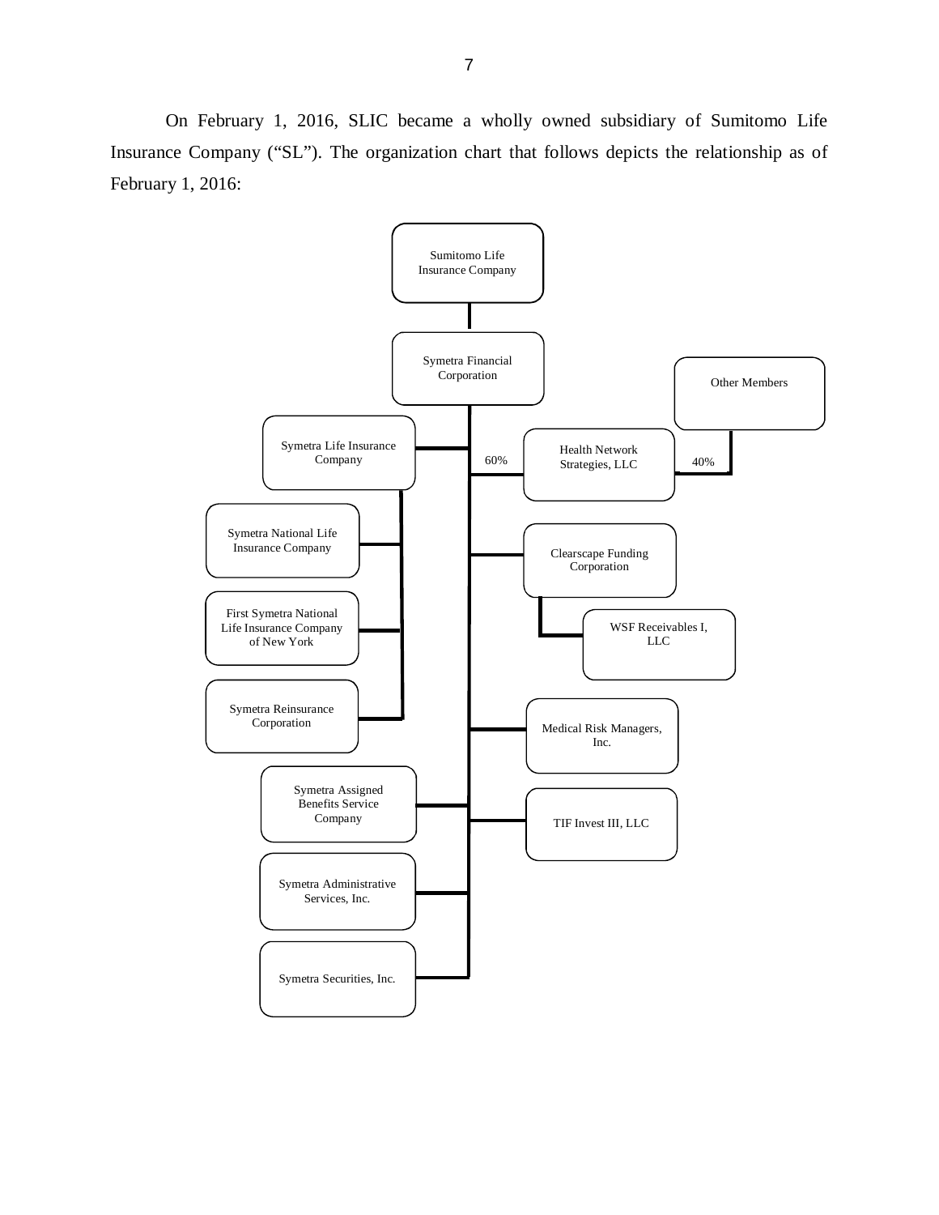On February 1, 2016, SLIC became a wholly owned subsidiary of Sumitomo Life Insurance Company ("SL"). The organization chart that follows depicts the relationship as of February 1, 2016:

- Sumitomo Life Insurance Company
  - Symetra Financial Corporation
    - Symetra Life Insurance Company
      - Symetra National Life Insurance Company
      - First Symetra National Life Insurance Company of New York
      - Symetra Reinsurance Corporation
    - Symetra Assigned Benefits Service Company
    - Symetra Administrative Services, Inc.
    - Symetra Securities, Inc.
    - Health Network Strategies, LLC (60%) — Other Members (40%)
    - Clearscape Funding Corporation
      - WSF Receivables I, LLC
    - Medical Risk Managers, Inc.
    - TIF Invest III, LLC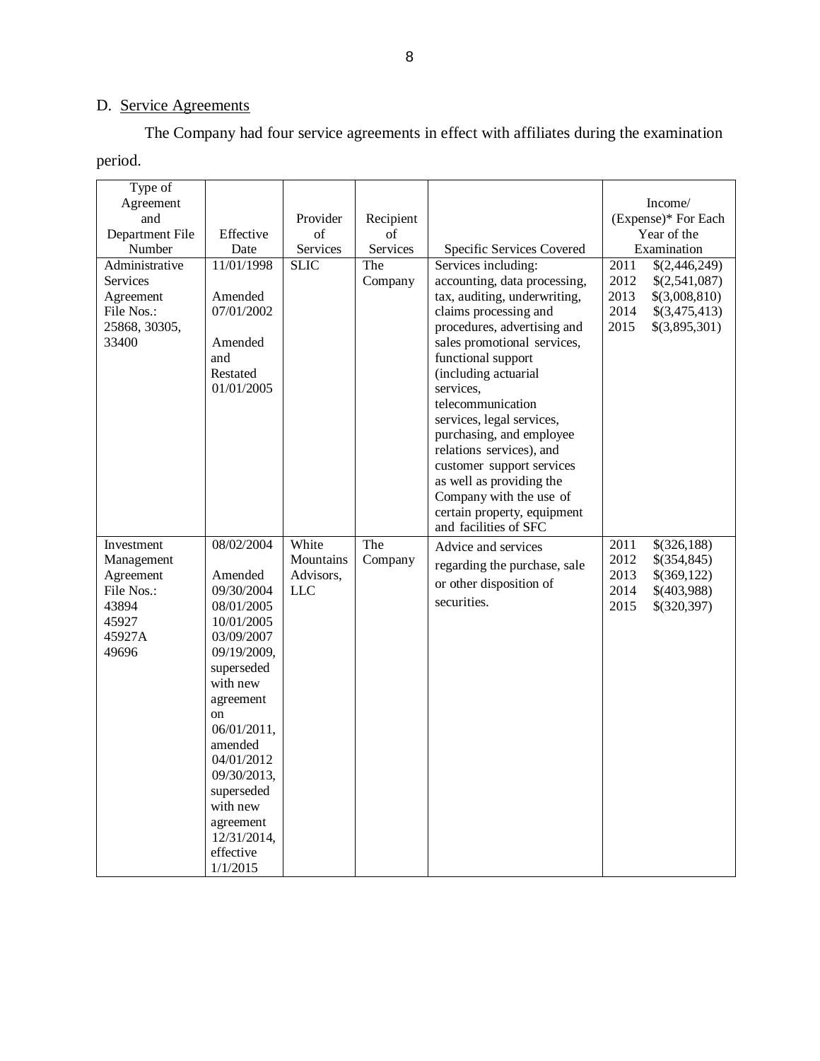## D. Service Agreements

The Company had four service agreements in effect with affiliates during the examination period.

| Type of Agreement and Department File Number | Effective Date | Provider of Services | Recipient of Services | Specific Services Covered | Income/ (Expense)* For Each Year of the Examination |
|---|---|---|---|---|---|
| Administrative Services Agreement File Nos.: 25868, 30305, 33400 | 11/01/1998<br><br>Amended 07/01/2002<br><br>Amended and Restated 01/01/2005 | SLIC | The Company | Services including: accounting, data processing, tax, auditing, underwriting, claims processing and procedures, advertising and sales promotional services, functional support (including actuarial services, telecommunication services, legal services, purchasing, and employee relations services), and customer support services as well as providing the Company with the use of certain property, equipment and facilities of SFC | 2011 $(2,446,249)<br>2012 $(2,541,087)<br>2013 $(3,008,810)<br>2014 $(3,475,413)<br>2015 $(3,895,301) |
| Investment Management Agreement File Nos.: 43894 45927 45927A 49696 | 08/02/2004<br><br>Amended 09/30/2004 08/01/2005 10/01/2005 03/09/2007 09/19/2009, superseded with new agreement on 06/01/2011, amended 04/01/2012 09/30/2013, superseded with new agreement 12/31/2014, effective 1/1/2015 | White Mountains Advisors, LLC | The Company | Advice and services regarding the purchase, sale or other disposition of securities. | 2011 $(326,188)<br>2012 $(354,845)<br>2013 $(369,122)<br>2014 $(403,988)<br>2015 $(320,397) |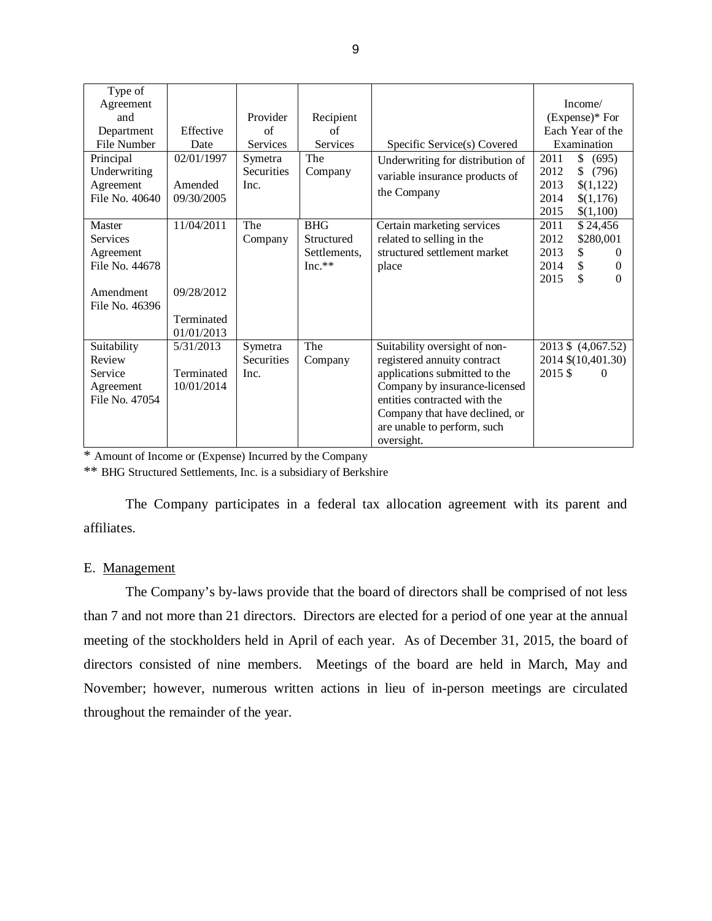| Type of Agreement and Department File Number | Effective Date | Provider of Services | Recipient of Services | Specific Service(s) Covered | Income/ (Expense)* For Each Year of the Examination |
|---|---|---|---|---|---|
| Principal Underwriting Agreement File No. 40640 | 02/01/1997<br>Amended 09/30/2005 | Symetra Securities Inc. | The Company | Underwriting for distribution of variable insurance products of the Company | 2011 $ (695)<br>2012 $ (796)<br>2013 $(1,122)<br>2014 $(1,176)<br>2015 $(1,100) |
| Master Services Agreement File No. 44678<br><br>Amendment File No. 46396 | 11/04/2011<br><br>09/28/2012<br><br>Terminated 01/01/2013 | The Company | BHG Structured Settlements, Inc.** | Certain marketing services related to selling in the structured settlement market place | 2011 $ 24,456<br>2012 $280,001<br>2013 $ 0<br>2014 $ 0<br>2015 $ 0 |
| Suitability Review Service Agreement File No. 47054 | 5/31/2013<br><br>Terminated 10/01/2014 | Symetra Securities Inc. | The Company | Suitability oversight of non-registered annuity contract applications submitted to the Company by insurance-licensed entities contracted with the Company that have declined, or are unable to perform, such oversight. | 2013 $ (4,067.52)<br>2014 $(10,401.30)<br>2015 $ 0 |

\* Amount of Income or (Expense) Incurred by the Company

\** BHG Structured Settlements, Inc. is a subsidiary of Berkshire

The Company participates in a federal tax allocation agreement with its parent and affiliates.

E. Management

The Company's by-laws provide that the board of directors shall be comprised of not less than 7 and not more than 21 directors. Directors are elected for a period of one year at the annual meeting of the stockholders held in April of each year. As of December 31, 2015, the board of directors consisted of nine members. Meetings of the board are held in March, May and November; however, numerous written actions in lieu of in-person meetings are circulated throughout the remainder of the year.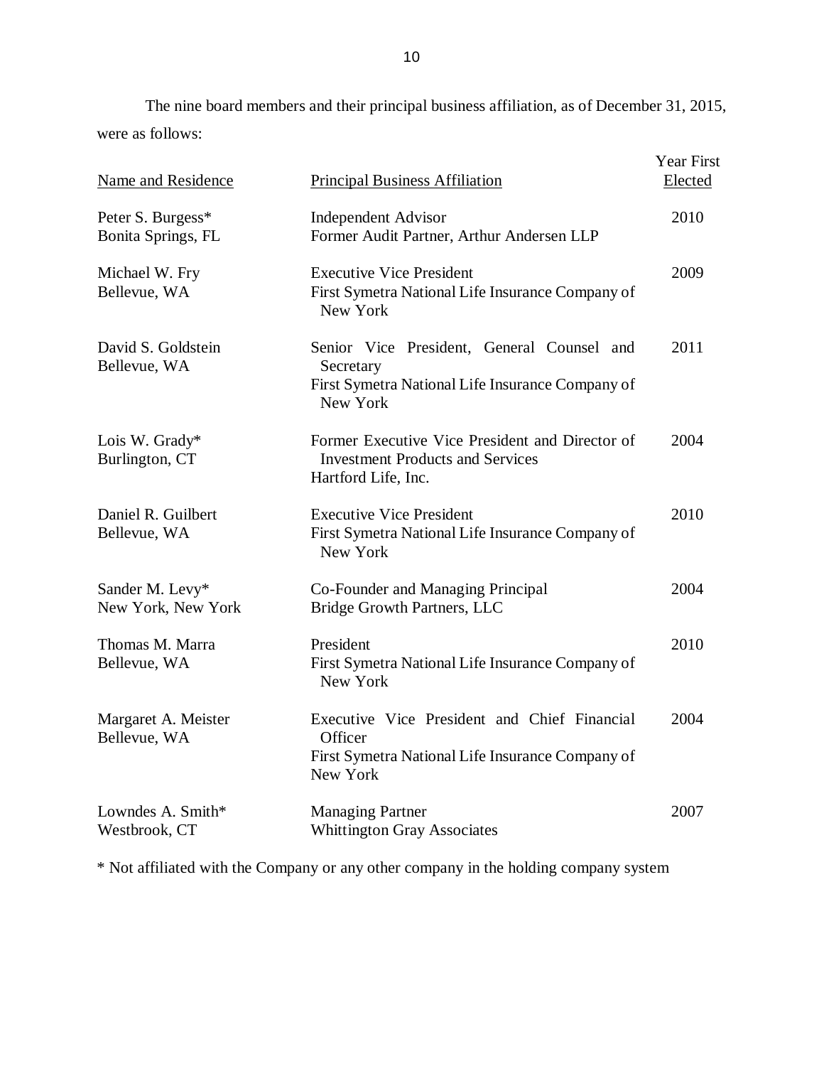The nine board members and their principal business affiliation, as of December 31, 2015, were as follows:

| Name and Residence | Principal Business Affiliation | Year First Elected |
|---|---|---|
| Peter S. Burgess* Bonita Springs, FL | Independent Advisor Former Audit Partner, Arthur Andersen LLP | 2010 |
| Michael W. Fry Bellevue, WA | Executive Vice President First Symetra National Life Insurance Company of New York | 2009 |
| David S. Goldstein Bellevue, WA | Senior Vice President, General Counsel and Secretary First Symetra National Life Insurance Company of New York | 2011 |
| Lois W. Grady* Burlington, CT | Former Executive Vice President and Director of Investment Products and Services Hartford Life, Inc. | 2004 |
| Daniel R. Guilbert Bellevue, WA | Executive Vice President First Symetra National Life Insurance Company of New York | 2010 |
| Sander M. Levy* New York, New York | Co-Founder and Managing Principal Bridge Growth Partners, LLC | 2004 |
| Thomas M. Marra Bellevue, WA | President First Symetra National Life Insurance Company of New York | 2010 |
| Margaret A. Meister Bellevue, WA | Executive Vice President and Chief Financial Officer First Symetra National Life Insurance Company of New York | 2004 |
| Lowndes A. Smith* Westbrook, CT | Managing Partner Whittington Gray Associates | 2007 |

* Not affiliated with the Company or any other company in the holding company system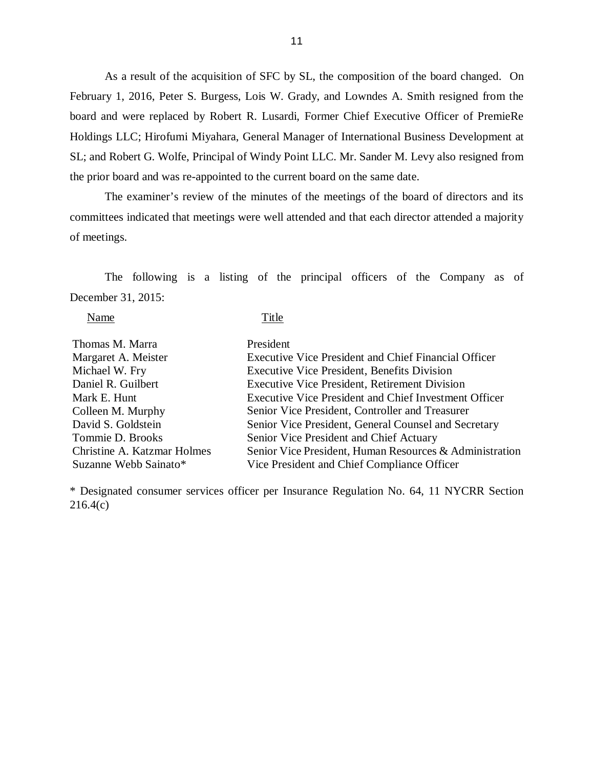As a result of the acquisition of SFC by SL, the composition of the board changed. On February 1, 2016, Peter S. Burgess, Lois W. Grady, and Lowndes A. Smith resigned from the board and were replaced by Robert R. Lusardi, Former Chief Executive Officer of PremieRe Holdings LLC; Hirofumi Miyahara, General Manager of International Business Development at SL; and Robert G. Wolfe, Principal of Windy Point LLC. Mr. Sander M. Levy also resigned from the prior board and was re-appointed to the current board on the same date.

The examiner's review of the minutes of the meetings of the board of directors and its committees indicated that meetings were well attended and that each director attended a majority of meetings.

The following is a listing of the principal officers of the Company as of December 31, 2015:

| Name | Title |
|---|---|
| Thomas M. Marra | President |
| Margaret A. Meister | Executive Vice President and Chief Financial Officer |
| Michael W. Fry | Executive Vice President, Benefits Division |
| Daniel R. Guilbert | Executive Vice President, Retirement Division |
| Mark E. Hunt | Executive Vice President and Chief Investment Officer |
| Colleen M. Murphy | Senior Vice President, Controller and Treasurer |
| David S. Goldstein | Senior Vice President, General Counsel and Secretary |
| Tommie D. Brooks | Senior Vice President and Chief Actuary |
| Christine A. Katzmar Holmes | Senior Vice President, Human Resources & Administration |
| Suzanne Webb Sainato* | Vice President and Chief Compliance Officer |

* Designated consumer services officer per Insurance Regulation No. 64, 11 NYCRR Section 216.4(c)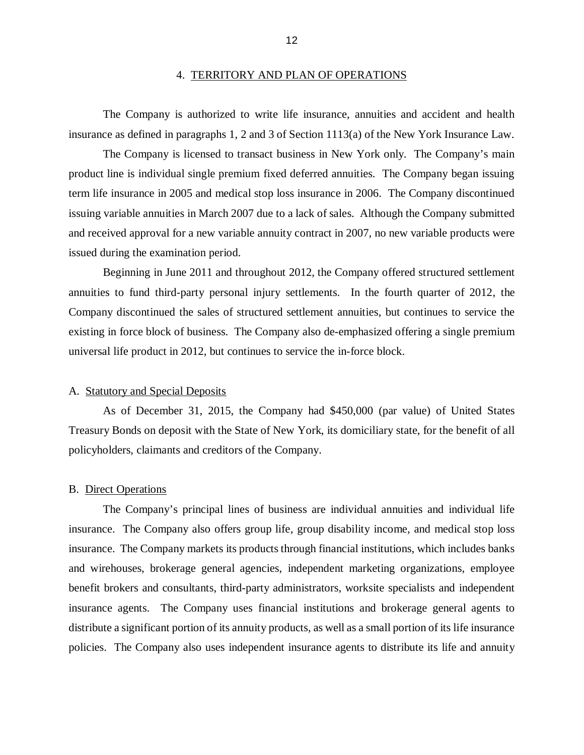## 4. TERRITORY AND PLAN OF OPERATIONS

The Company is authorized to write life insurance, annuities and accident and health insurance as defined in paragraphs 1, 2 and 3 of Section 1113(a) of the New York Insurance Law.

The Company is licensed to transact business in New York only. The Company's main product line is individual single premium fixed deferred annuities. The Company began issuing term life insurance in 2005 and medical stop loss insurance in 2006. The Company discontinued issuing variable annuities in March 2007 due to a lack of sales. Although the Company submitted and received approval for a new variable annuity contract in 2007, no new variable products were issued during the examination period.

Beginning in June 2011 and throughout 2012, the Company offered structured settlement annuities to fund third-party personal injury settlements. In the fourth quarter of 2012, the Company discontinued the sales of structured settlement annuities, but continues to service the existing in force block of business. The Company also de-emphasized offering a single premium universal life product in 2012, but continues to service the in-force block.

### A. Statutory and Special Deposits

As of December 31, 2015, the Company had $450,000 (par value) of United States Treasury Bonds on deposit with the State of New York, its domiciliary state, for the benefit of all policyholders, claimants and creditors of the Company.

### B. Direct Operations

The Company's principal lines of business are individual annuities and individual life insurance. The Company also offers group life, group disability income, and medical stop loss insurance. The Company markets its products through financial institutions, which includes banks and wirehouses, brokerage general agencies, independent marketing organizations, employee benefit brokers and consultants, third-party administrators, worksite specialists and independent insurance agents. The Company uses financial institutions and brokerage general agents to distribute a significant portion of its annuity products, as well as a small portion of its life insurance policies. The Company also uses independent insurance agents to distribute its life and annuity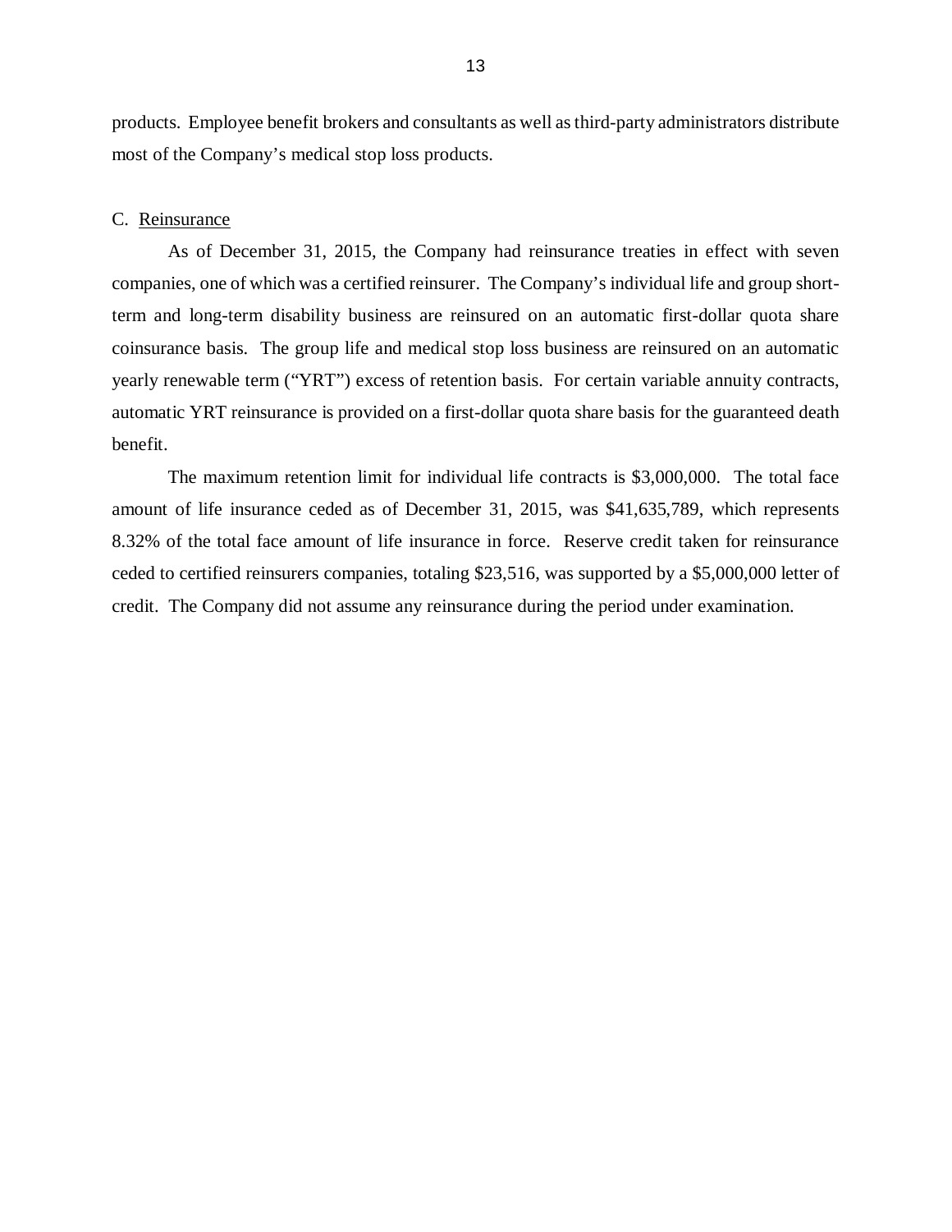products. Employee benefit brokers and consultants as well as third-party administrators distribute most of the Company's medical stop loss products.

C. Reinsurance

As of December 31, 2015, the Company had reinsurance treaties in effect with seven companies, one of which was a certified reinsurer. The Company's individual life and group short-term and long-term disability business are reinsured on an automatic first-dollar quota share coinsurance basis. The group life and medical stop loss business are reinsured on an automatic yearly renewable term ("YRT") excess of retention basis. For certain variable annuity contracts, automatic YRT reinsurance is provided on a first-dollar quota share basis for the guaranteed death benefit.

The maximum retention limit for individual life contracts is $3,000,000. The total face amount of life insurance ceded as of December 31, 2015, was $41,635,789, which represents 8.32% of the total face amount of life insurance in force. Reserve credit taken for reinsurance ceded to certified reinsurers companies, totaling $23,516, was supported by a $5,000,000 letter of credit. The Company did not assume any reinsurance during the period under examination.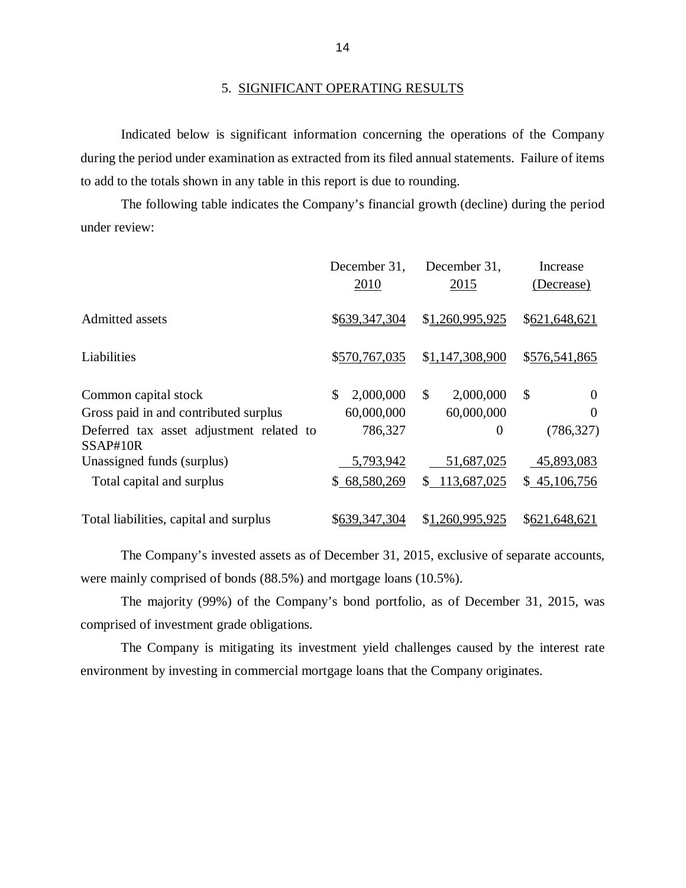## 5. SIGNIFICANT OPERATING RESULTS

Indicated below is significant information concerning the operations of the Company during the period under examination as extracted from its filed annual statements. Failure of items to add to the totals shown in any table in this report is due to rounding.

The following table indicates the Company's financial growth (decline) during the period under review:

| | December 31, 2010 | December 31, 2015 | Increase (Decrease) |
|---|---|---|---|
| Admitted assets | $639,347,304 | $1,260,995,925 | $621,648,621 |
| Liabilities | $570,767,035 | $1,147,308,900 | $576,541,865 |
| Common capital stock | $ 2,000,000 | $ 2,000,000 | $ 0 |
| Gross paid in and contributed surplus | 60,000,000 | 60,000,000 | 0 |
| Deferred tax asset adjustment related to SSAP#10R | 786,327 | 0 | (786,327) |
| Unassigned funds (surplus) | 5,793,942 | 51,687,025 | 45,893,083 |
| Total capital and surplus | $ 68,580,269 | $ 113,687,025 | $ 45,106,756 |
| Total liabilities, capital and surplus | $639,347,304 | $1,260,995,925 | $621,648,621 |

The Company's invested assets as of December 31, 2015, exclusive of separate accounts, were mainly comprised of bonds (88.5%) and mortgage loans (10.5%).

The majority (99%) of the Company's bond portfolio, as of December 31, 2015, was comprised of investment grade obligations.

The Company is mitigating its investment yield challenges caused by the interest rate environment by investing in commercial mortgage loans that the Company originates.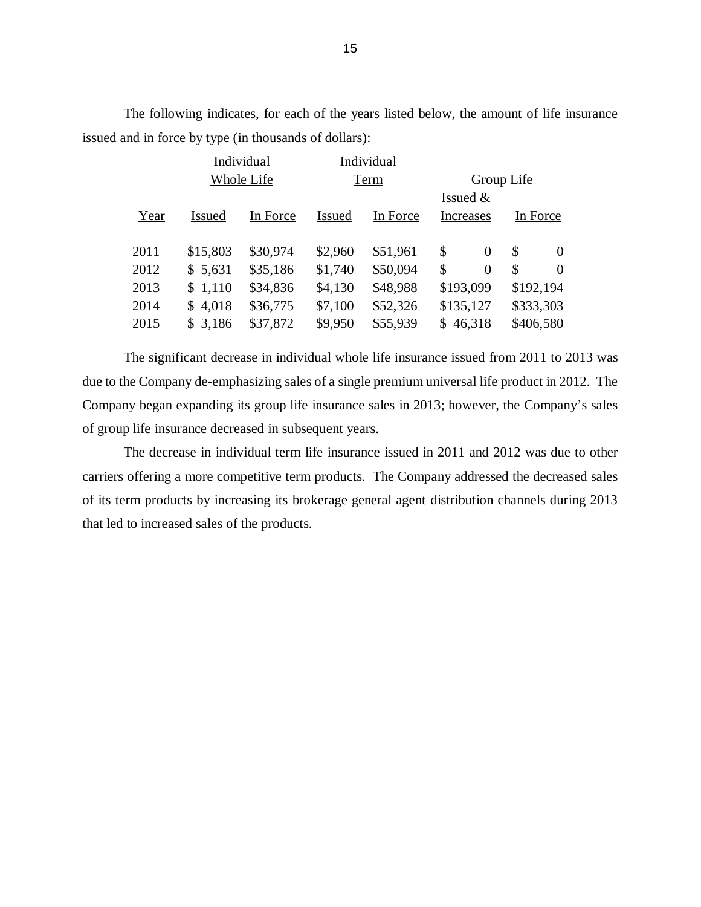The following indicates, for each of the years listed below, the amount of life insurance issued and in force by type (in thousands of dollars):

| | Individual Whole Life | | Individual Term | | Group Life | |
|---|---|---|---|---|---|---|
| Year | Issued | In Force | Issued | In Force | Issued & Increases | In Force |
| 2011 | $15,803 | $30,974 | $2,960 | $51,961 | $ 0 | $ 0 |
| 2012 | $ 5,631 | $35,186 | $1,740 | $50,094 | $ 0 | $ 0 |
| 2013 | $ 1,110 | $34,836 | $4,130 | $48,988 | $193,099 | $192,194 |
| 2014 | $ 4,018 | $36,775 | $7,100 | $52,326 | $135,127 | $333,303 |
| 2015 | $ 3,186 | $37,872 | $9,950 | $55,939 | $ 46,318 | $406,580 |

The significant decrease in individual whole life insurance issued from 2011 to 2013 was due to the Company de-emphasizing sales of a single premium universal life product in 2012. The Company began expanding its group life insurance sales in 2013; however, the Company's sales of group life insurance decreased in subsequent years.

The decrease in individual term life insurance issued in 2011 and 2012 was due to other carriers offering a more competitive term products. The Company addressed the decreased sales of its term products by increasing its brokerage general agent distribution channels during 2013 that led to increased sales of the products.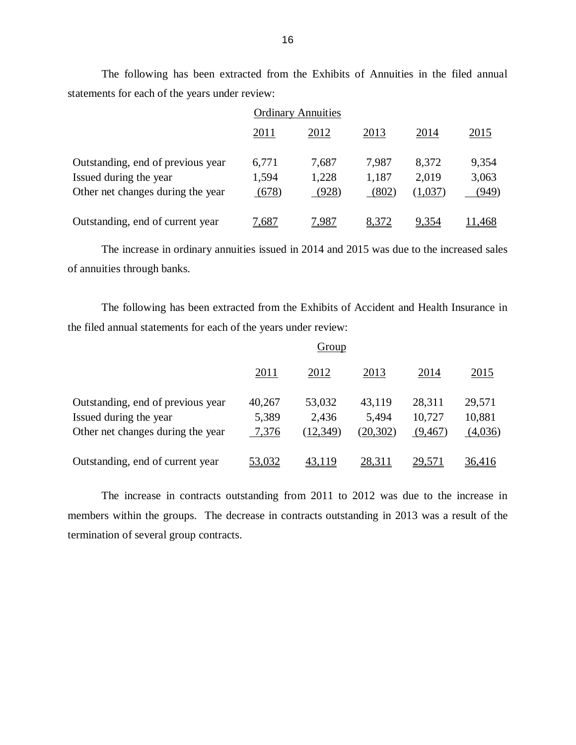The following has been extracted from the Exhibits of Annuities in the filed annual statements for each of the years under review:

| | Ordinary Annuities | | | | |
|---|---|---|---|---|---|
| | 2011 | 2012 | 2013 | 2014 | 2015 |
| Outstanding, end of previous year | 6,771 | 7,687 | 7,987 | 8,372 | 9,354 |
| Issued during the year | 1,594 | 1,228 | 1,187 | 2,019 | 3,063 |
| Other net changes during the year | (678) | (928) | (802) | (1,037) | (949) |
| Outstanding, end of current year | 7,687 | 7,987 | 8,372 | 9,354 | 11,468 |

The increase in ordinary annuities issued in 2014 and 2015 was due to the increased sales of annuities through banks.

The following has been extracted from the Exhibits of Accident and Health Insurance in the filed annual statements for each of the years under review:

| | Group | | | | |
|---|---|---|---|---|---|
| | 2011 | 2012 | 2013 | 2014 | 2015 |
| Outstanding, end of previous year | 40,267 | 53,032 | 43,119 | 28,311 | 29,571 |
| Issued during the year | 5,389 | 2,436 | 5,494 | 10,727 | 10,881 |
| Other net changes during the year | 7,376 | (12,349) | (20,302) | (9,467) | (4,036) |
| Outstanding, end of current year | 53,032 | 43,119 | 28,311 | 29,571 | 36,416 |

The increase in contracts outstanding from 2011 to 2012 was due to the increase in members within the groups. The decrease in contracts outstanding in 2013 was a result of the termination of several group contracts.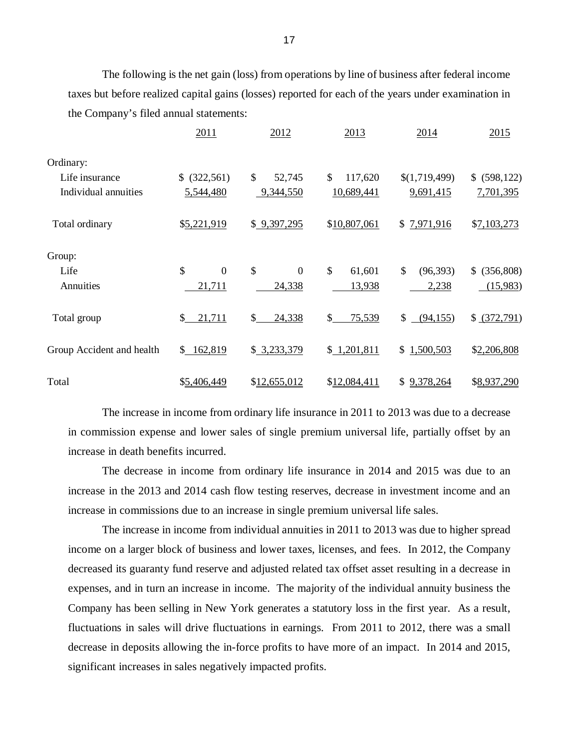The following is the net gain (loss) from operations by line of business after federal income taxes but before realized capital gains (losses) reported for each of the years under examination in the Company's filed annual statements:

| | 2011 | 2012 | 2013 | 2014 | 2015 |
|---|---|---|---|---|---|
| Ordinary: | | | | | |
| Life insurance | $ (322,561) | $ 52,745 | $ 117,620 | $(1,719,499) | $ (598,122) |
| Individual annuities | 5,544,480 | 9,344,550 | 10,689,441 | 9,691,415 | 7,701,395 |
| Total ordinary | $5,221,919 | $ 9,397,295 | $10,807,061 | $ 7,971,916 | $7,103,273 |
| Group: | | | | | |
| Life | $ 0 | $ 0 | $ 61,601 | $ (96,393) | $ (356,808) |
| Annuities | 21,711 | 24,338 | 13,938 | 2,238 | (15,983) |
| Total group | $ 21,711 | $ 24,338 | $ 75,539 | $ (94,155) | $ (372,791) |
| Group Accident and health | $ 162,819 | $ 3,233,379 | $ 1,201,811 | $ 1,500,503 | $2,206,808 |
| Total | $5,406,449 | $12,655,012 | $12,084,411 | $ 9,378,264 | $8,937,290 |

The increase in income from ordinary life insurance in 2011 to 2013 was due to a decrease in commission expense and lower sales of single premium universal life, partially offset by an increase in death benefits incurred.

The decrease in income from ordinary life insurance in 2014 and 2015 was due to an increase in the 2013 and 2014 cash flow testing reserves, decrease in investment income and an increase in commissions due to an increase in single premium universal life sales.

The increase in income from individual annuities in 2011 to 2013 was due to higher spread income on a larger block of business and lower taxes, licenses, and fees. In 2012, the Company decreased its guaranty fund reserve and adjusted related tax offset asset resulting in a decrease in expenses, and in turn an increase in income. The majority of the individual annuity business the Company has been selling in New York generates a statutory loss in the first year. As a result, fluctuations in sales will drive fluctuations in earnings. From 2011 to 2012, there was a small decrease in deposits allowing the in-force profits to have more of an impact. In 2014 and 2015, significant increases in sales negatively impacted profits.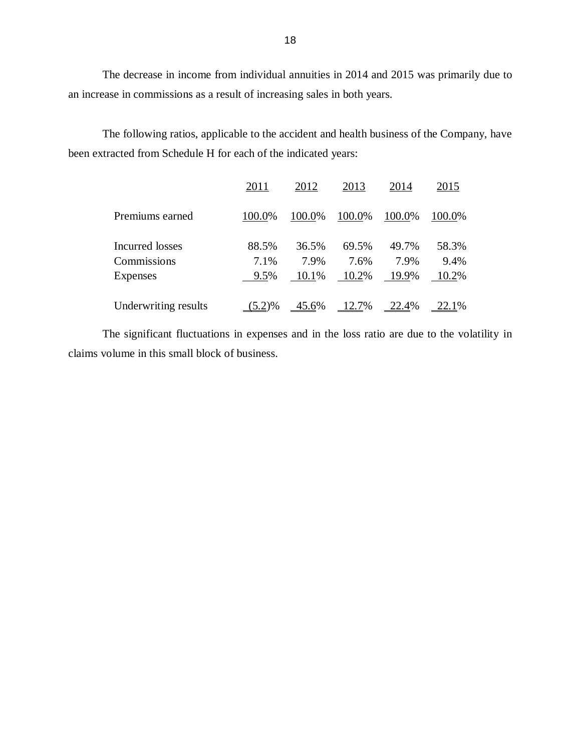The decrease in income from individual annuities in 2014 and 2015 was primarily due to an increase in commissions as a result of increasing sales in both years.

The following ratios, applicable to the accident and health business of the Company, have been extracted from Schedule H for each of the indicated years:

| | 2011 | 2012 | 2013 | 2014 | 2015 |
|---|---|---|---|---|---|
| Premiums earned | 100.0% | 100.0% | 100.0% | 100.0% | 100.0% |
| Incurred losses | 88.5% | 36.5% | 69.5% | 49.7% | 58.3% |
| Commissions | 7.1% | 7.9% | 7.6% | 7.9% | 9.4% |
| Expenses | 9.5% | 10.1% | 10.2% | 19.9% | 10.2% |
| Underwriting results | (5.2)% | 45.6% | 12.7% | 22.4% | 22.1% |

The significant fluctuations in expenses and in the loss ratio are due to the volatility in claims volume in this small block of business.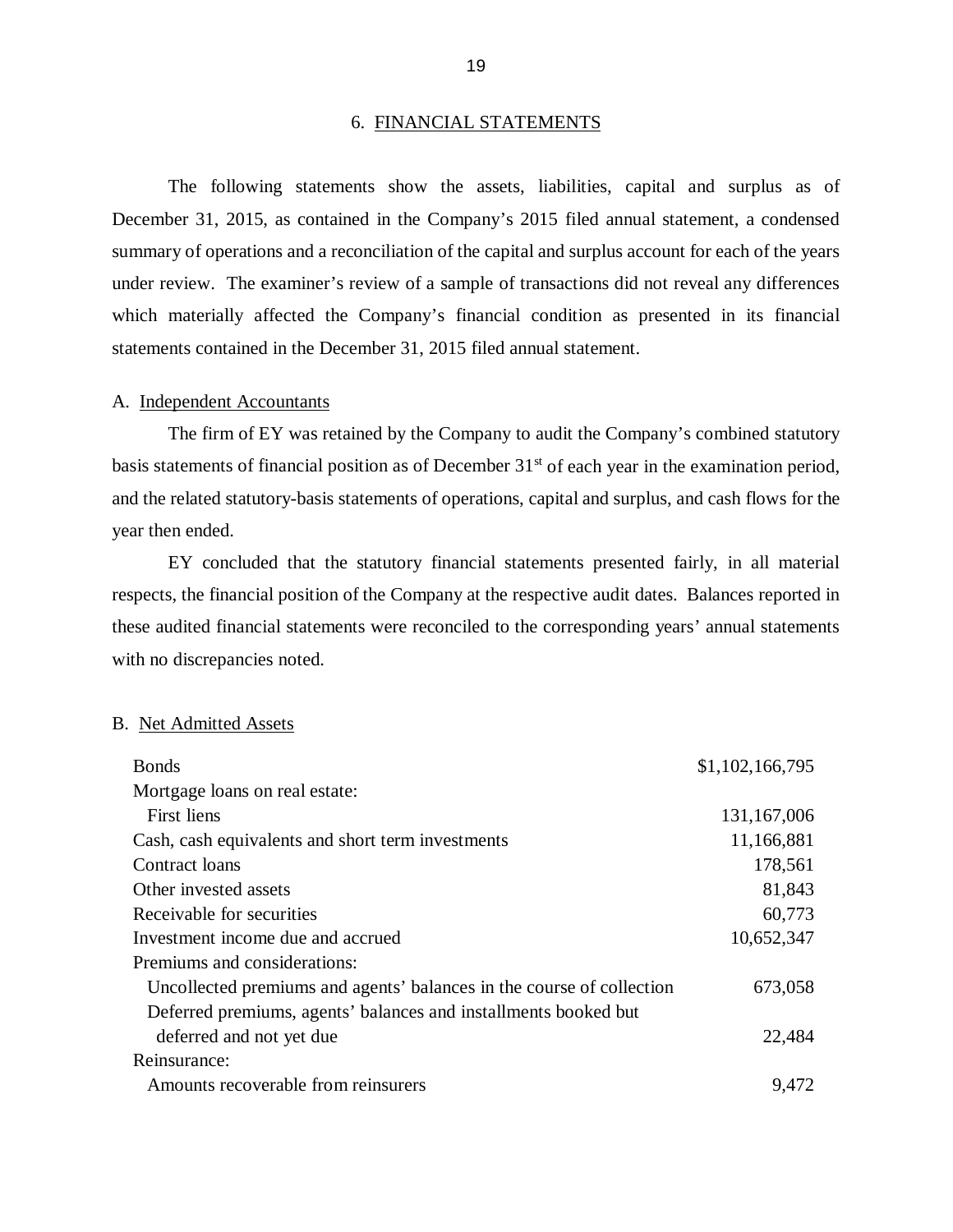## 6. FINANCIAL STATEMENTS

The following statements show the assets, liabilities, capital and surplus as of December 31, 2015, as contained in the Company's 2015 filed annual statement, a condensed summary of operations and a reconciliation of the capital and surplus account for each of the years under review. The examiner's review of a sample of transactions did not reveal any differences which materially affected the Company's financial condition as presented in its financial statements contained in the December 31, 2015 filed annual statement.

### A. Independent Accountants

The firm of EY was retained by the Company to audit the Company's combined statutory basis statements of financial position as of December 31st of each year in the examination period, and the related statutory-basis statements of operations, capital and surplus, and cash flows for the year then ended.

EY concluded that the statutory financial statements presented fairly, in all material respects, the financial position of the Company at the respective audit dates. Balances reported in these audited financial statements were reconciled to the corresponding years' annual statements with no discrepancies noted.

### B. Net Admitted Assets

| | |
|---|---|
| Bonds | $1,102,166,795 |
| Mortgage loans on real estate: | |
| First liens | 131,167,006 |
| Cash, cash equivalents and short term investments | 11,166,881 |
| Contract loans | 178,561 |
| Other invested assets | 81,843 |
| Receivable for securities | 60,773 |
| Investment income due and accrued | 10,652,347 |
| Premiums and considerations: | |
| Uncollected premiums and agents' balances in the course of collection | 673,058 |
| Deferred premiums, agents' balances and installments booked but deferred and not yet due | 22,484 |
| Reinsurance: | |
| Amounts recoverable from reinsurers | 9,472 |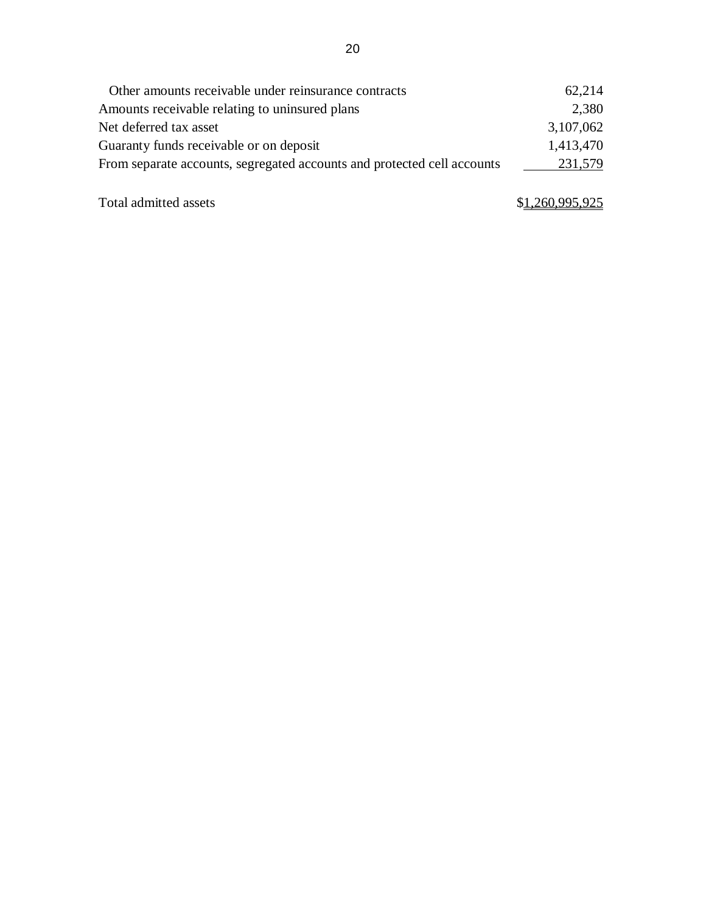| | |
|---|---|
| Other amounts receivable under reinsurance contracts | 62,214 |
| Amounts receivable relating to uninsured plans | 2,380 |
| Net deferred tax asset | 3,107,062 |
| Guaranty funds receivable or on deposit | 1,413,470 |
| From separate accounts, segregated accounts and protected cell accounts | 231,579 |
| | |
| Total admitted assets | $1,260,995,925 |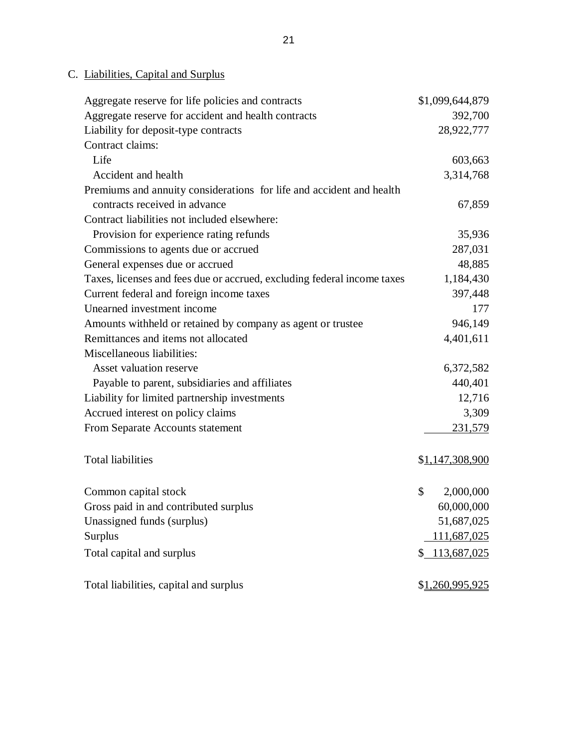C. Liabilities, Capital and Surplus

| | |
|---|---|
| Aggregate reserve for life policies and contracts | $1,099,644,879 |
| Aggregate reserve for accident and health contracts | 392,700 |
| Liability for deposit-type contracts | 28,922,777 |
| Contract claims: | |
| Life | 603,663 |
| Accident and health | 3,314,768 |
| Premiums and annuity considerations for life and accident and health contracts received in advance | 67,859 |
| Contract liabilities not included elsewhere: | |
| Provision for experience rating refunds | 35,936 |
| Commissions to agents due or accrued | 287,031 |
| General expenses due or accrued | 48,885 |
| Taxes, licenses and fees due or accrued, excluding federal income taxes | 1,184,430 |
| Current federal and foreign income taxes | 397,448 |
| Unearned investment income | 177 |
| Amounts withheld or retained by company as agent or trustee | 946,149 |
| Remittances and items not allocated | 4,401,611 |
| Miscellaneous liabilities: | |
| Asset valuation reserve | 6,372,582 |
| Payable to parent, subsidiaries and affiliates | 440,401 |
| Liability for limited partnership investments | 12,716 |
| Accrued interest on policy claims | 3,309 |
| From Separate Accounts statement | 231,579 |
| | |
| Total liabilities | $1,147,308,900 |
| | |
| Common capital stock | $ 2,000,000 |
| Gross paid in and contributed surplus | 60,000,000 |
| Unassigned funds (surplus) | 51,687,025 |
| Surplus | 111,687,025 |
| Total capital and surplus | $ 113,687,025 |
| | |
| Total liabilities, capital and surplus | $1,260,995,925 |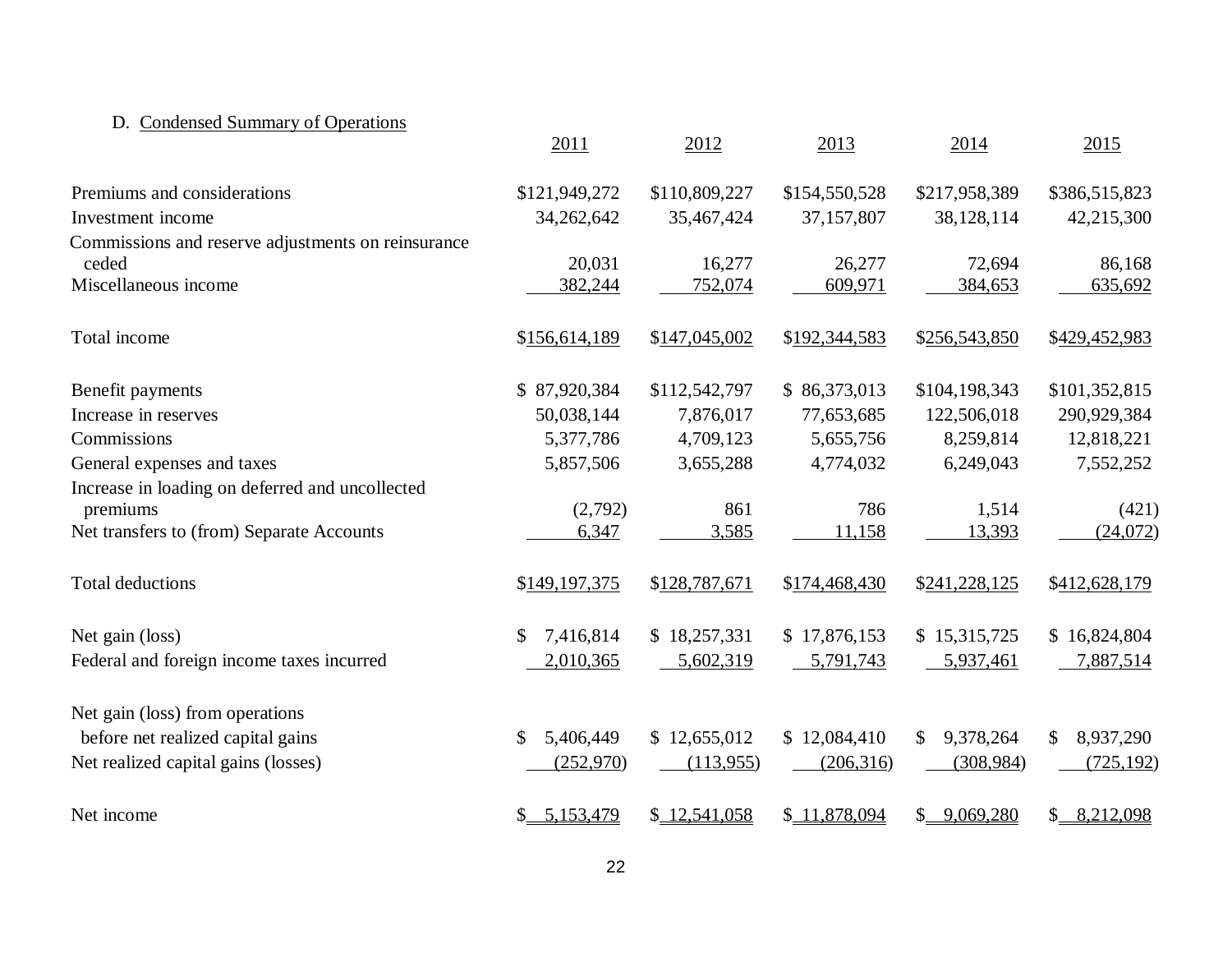D. Condensed Summary of Operations

| | 2011 | 2012 | 2013 | 2014 | 2015 |
|---|---|---|---|---|---|
| Premiums and considerations | $121,949,272 | $110,809,227 | $154,550,528 | $217,958,389 | $386,515,823 |
| Investment income | 34,262,642 | 35,467,424 | 37,157,807 | 38,128,114 | 42,215,300 |
| Commissions and reserve adjustments on reinsurance ceded | 20,031 | 16,277 | 26,277 | 72,694 | 86,168 |
| Miscellaneous income | 382,244 | 752,074 | 609,971 | 384,653 | 635,692 |
| Total income | $156,614,189 | $147,045,002 | $192,344,583 | $256,543,850 | $429,452,983 |
| Benefit payments | $ 87,920,384 | $112,542,797 | $ 86,373,013 | $104,198,343 | $101,352,815 |
| Increase in reserves | 50,038,144 | 7,876,017 | 77,653,685 | 122,506,018 | 290,929,384 |
| Commissions | 5,377,786 | 4,709,123 | 5,655,756 | 8,259,814 | 12,818,221 |
| General expenses and taxes | 5,857,506 | 3,655,288 | 4,774,032 | 6,249,043 | 7,552,252 |
| Increase in loading on deferred and uncollected premiums | (2,792) | 861 | 786 | 1,514 | (421) |
| Net transfers to (from) Separate Accounts | 6,347 | 3,585 | 11,158 | 13,393 | (24,072) |
| Total deductions | $149,197,375 | $128,787,671 | $174,468,430 | $241,228,125 | $412,628,179 |
| Net gain (loss) | $ 7,416,814 | $ 18,257,331 | $ 17,876,153 | $ 15,315,725 | $ 16,824,804 |
| Federal and foreign income taxes incurred | 2,010,365 | 5,602,319 | 5,791,743 | 5,937,461 | 7,887,514 |
| Net gain (loss) from operations before net realized capital gains | $ 5,406,449 | $ 12,655,012 | $ 12,084,410 | $ 9,378,264 | $ 8,937,290 |
| Net realized capital gains (losses) | (252,970) | (113,955) | (206,316) | (308,984) | (725,192) |
| Net income | $ 5,153,479 | $ 12,541,058 | $ 11,878,094 | $ 9,069,280 | $ 8,212,098 |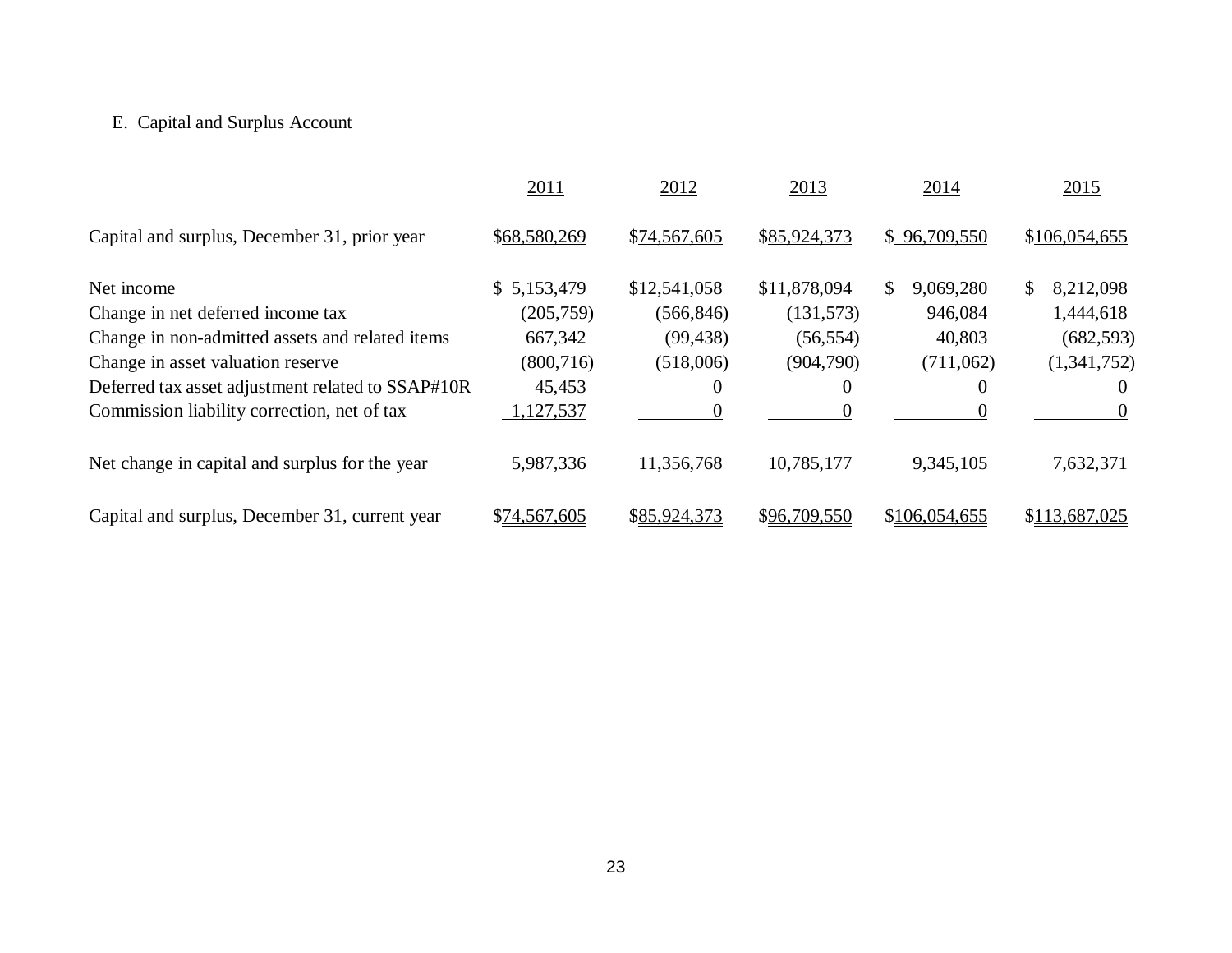E. Capital and Surplus Account

| | 2011 | 2012 | 2013 | 2014 | 2015 |
|---|---|---|---|---|---|
| Capital and surplus, December 31, prior year | $68,580,269 | $74,567,605 | $85,924,373 | $ 96,709,550 | $106,054,655 |
| Net income | $ 5,153,479 | $12,541,058 | $11,878,094 | $ 9,069,280 | $ 8,212,098 |
| Change in net deferred income tax | (205,759) | (566,846) | (131,573) | 946,084 | 1,444,618 |
| Change in non-admitted assets and related items | 667,342 | (99,438) | (56,554) | 40,803 | (682,593) |
| Change in asset valuation reserve | (800,716) | (518,006) | (904,790) | (711,062) | (1,341,752) |
| Deferred tax asset adjustment related to SSAP#10R | 45,453 | 0 | 0 | 0 | 0 |
| Commission liability correction, net of tax | 1,127,537 | 0 | 0 | 0 | 0 |
| Net change in capital and surplus for the year | 5,987,336 | 11,356,768 | 10,785,177 | 9,345,105 | 7,632,371 |
| Capital and surplus, December 31, current year | $74,567,605 | $85,924,373 | $96,709,550 | $106,054,655 | $113,687,025 |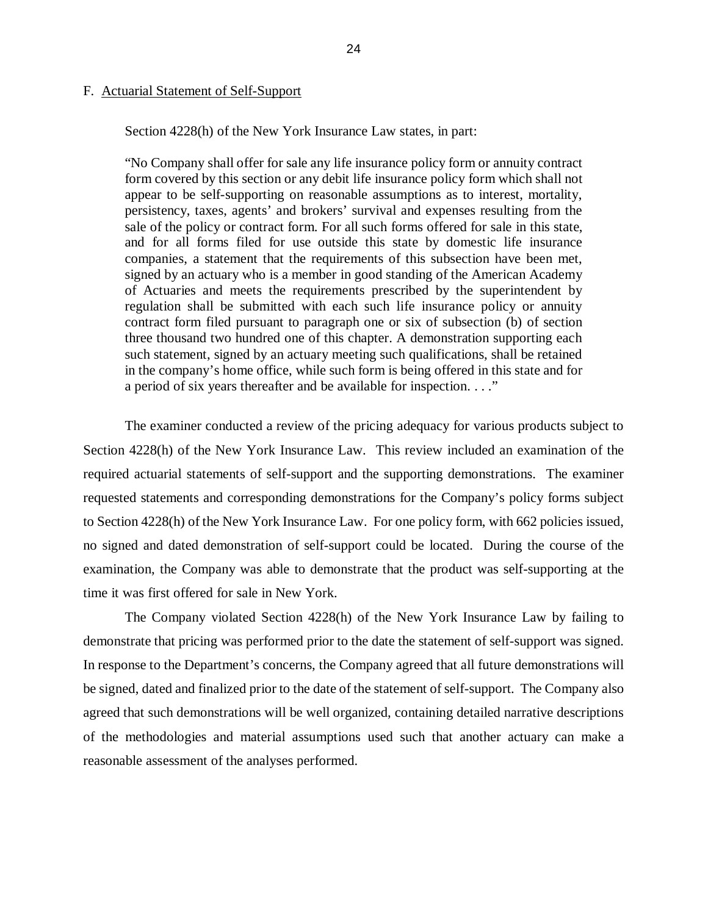## F. Actual Statement of Self-Support

Section 4228(h) of the New York Insurance Law states, in part:

> "No Company shall offer for sale any life insurance policy form or annuity contract form covered by this section or any debit life insurance policy form which shall not appear to be self-supporting on reasonable assumptions as to interest, mortality, persistency, taxes, agents' and brokers' survival and expenses resulting from the sale of the policy or contract form. For all such forms offered for sale in this state, and for all forms filed for use outside this state by domestic life insurance companies, a statement that the requirements of this subsection have been met, signed by an actuary who is a member in good standing of the American Academy of Actuaries and meets the requirements prescribed by the superintendent by regulation shall be submitted with each such life insurance policy or annuity contract form filed pursuant to paragraph one or six of subsection (b) of section three thousand two hundred one of this chapter. A demonstration supporting each such statement, signed by an actuary meeting such qualifications, shall be retained in the company's home office, while such form is being offered in this state and for a period of six years thereafter and be available for inspection. . . ."

The examiner conducted a review of the pricing adequacy for various products subject to Section 4228(h) of the New York Insurance Law. This review included an examination of the required actuarial statements of self-support and the supporting demonstrations. The examiner requested statements and corresponding demonstrations for the Company's policy forms subject to Section 4228(h) of the New York Insurance Law. For one policy form, with 662 policies issued, no signed and dated demonstration of self-support could be located. During the course of the examination, the Company was able to demonstrate that the product was self-supporting at the time it was first offered for sale in New York.

The Company violated Section 4228(h) of the New York Insurance Law by failing to demonstrate that pricing was performed prior to the date the statement of self-support was signed. In response to the Department's concerns, the Company agreed that all future demonstrations will be signed, dated and finalized prior to the date of the statement of self-support. The Company also agreed that such demonstrations will be well organized, containing detailed narrative descriptions of the methodologies and material assumptions used such that another actuary can make a reasonable assessment of the analyses performed.

## F. Actuarial Statement of Self-Support

Section 4228(h) of the New York Insurance Law states, in part:

> "No Company shall offer for sale any life insurance policy form or annuity contract form covered by this section or any debit life insurance policy form which shall not appear to be self-supporting on reasonable assumptions as to interest, mortality, persistency, taxes, agents' and brokers' survival and expenses resulting from the sale of the policy or contract form. For all such forms offered for sale in this state, and for all forms filed for use outside this state by domestic life insurance companies, a statement that the requirements of this subsection have been met, signed by an actuary who is a member in good standing of the American Academy of Actuaries and meets the requirements prescribed by the superintendent by regulation shall be submitted with each such life insurance policy or annuity contract form filed pursuant to paragraph one or six of subsection (b) of section three thousand two hundred one of this chapter. A demonstration supporting each such statement, signed by an actuary meeting such qualifications, shall be retained in the company's home office, while such form is being offered in this state and for a period of six years thereafter and be available for inspection. . . ."

The examiner conducted a review of the pricing adequacy for various products subject to Section 4228(h) of the New York Insurance Law. This review included an examination of the required actuarial statements of self-support and the supporting demonstrations. The examiner requested statements and corresponding demonstrations for the Company's policy forms subject to Section 4228(h) of the New York Insurance Law. For one policy form, with 662 policies issued, no signed and dated demonstration of self-support could be located. During the course of the examination, the Company was able to demonstrate that the product was self-supporting at the time it was first offered for sale in New York.

The Company violated Section 4228(h) of the New York Insurance Law by failing to demonstrate that pricing was performed prior to the date the statement of self-support was signed. In response to the Department's concerns, the Company agreed that all future demonstrations will be signed, dated and finalized prior to the date of the statement of self-support. The Company also agreed that such demonstrations will be well organized, containing detailed narrative descriptions of the methodologies and material assumptions used such that another actuary can make a reasonable assessment of the analyses performed.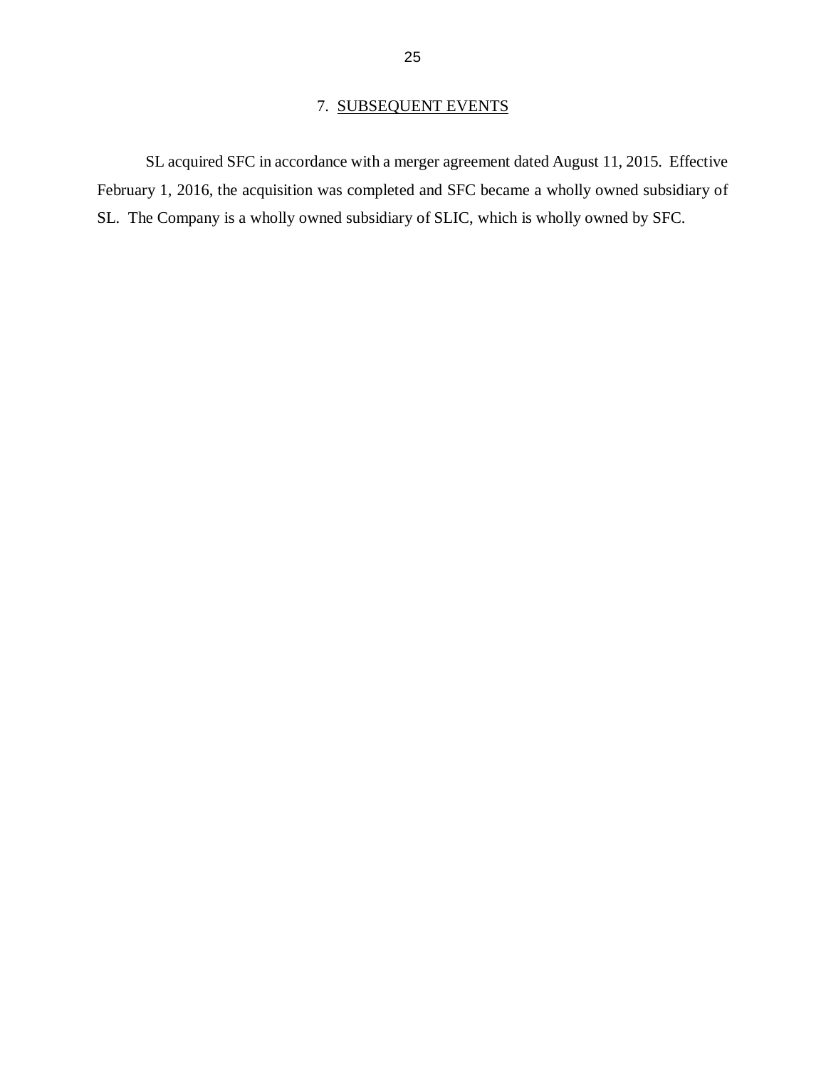## 7. SUBSEQUENT EVENTS

SL acquired SFC in accordance with a merger agreement dated August 11, 2015. Effective February 1, 2016, the acquisition was completed and SFC became a wholly owned subsidiary of SL. The Company is a wholly owned subsidiary of SLIC, which is wholly owned by SFC.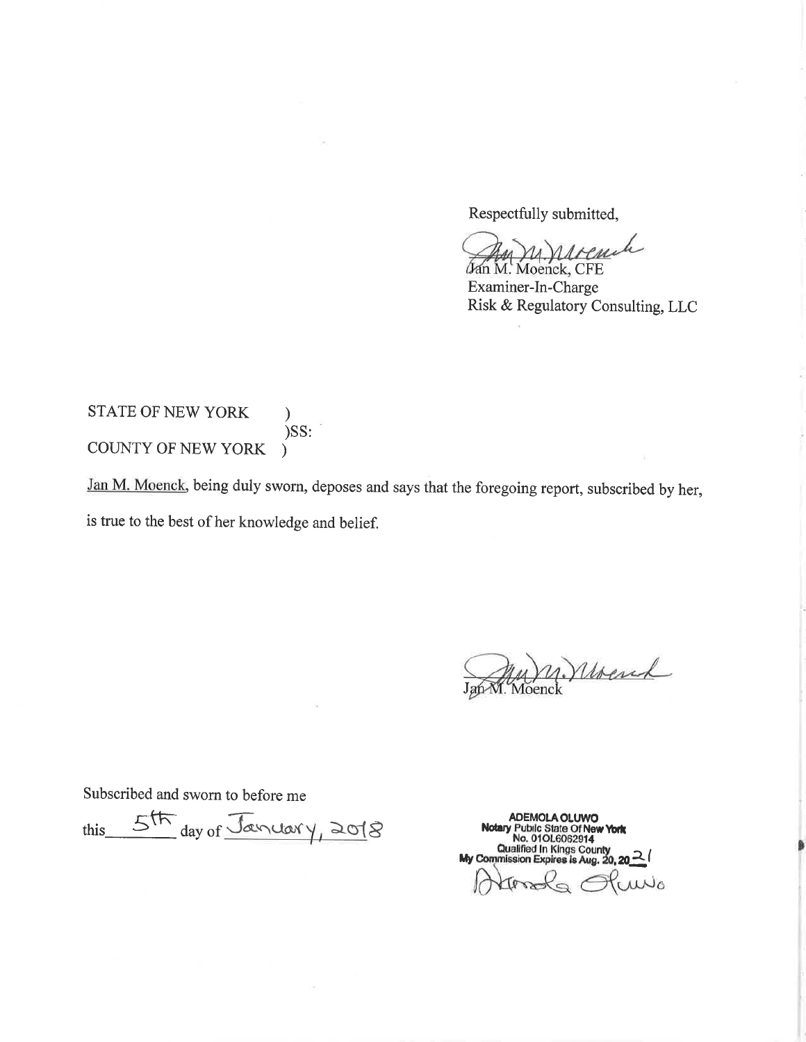Respectfully submitted,

Jan M. Moenck, CFE
Examiner-In-Charge
Risk & Regulatory Consulting, LLC

STATE OF NEW YORK )
)SS:
COUNTY OF NEW YORK )

Jan M. Moenck, being duly sworn, deposes and says that the foregoing report, subscribed by her, is true to the best of her knowledge and belief.

Jan M. Moenck

Subscribed and sworn to before me

this 5th day of January, 2018

ADEMOLA OLUWO
Notary Public State Of New York
No. 01OL6062914
Qualified In Kings County
My Commission Expires is Aug. 20, 2021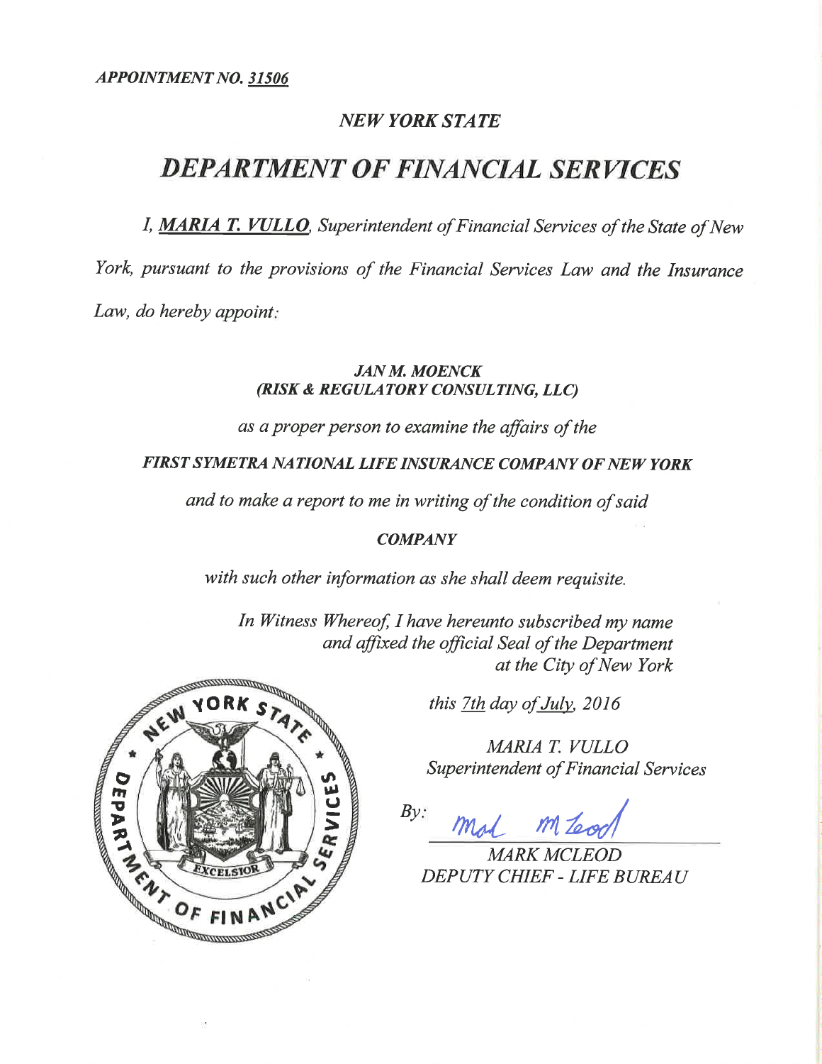*APPOINTMENT NO. 31506*

*NEW YORK STATE*

# *DEPARTMENT OF FINANCIAL SERVICES*

*I, **MARIA T. VULLO**, Superintendent of Financial Services of the State of New York, pursuant to the provisions of the Financial Services Law and the Insurance Law, do hereby appoint:*

***JAN M. MOENCK***
***(RISK & REGULATORY CONSULTING, LLC)***

*as a proper person to examine the affairs of the*

***FIRST SYMETRA NATIONAL LIFE INSURANCE COMPANY OF NEW YORK***

*and to make a report to me in writing of the condition of said*

***COMPANY***

*with such other information as she shall deem requisite.*

*In Witness Whereof, I have hereunto subscribed my name and affixed the official Seal of the Department at the City of New York*

*this 7th day of July, 2016*

*MARIA T. VULLO*
*Superintendent of Financial Services*

*By:* Mark McLeod

*MARK MCLEOD*
*DEPUTY CHIEF - LIFE BUREAU*

NEW YORK STATE DEPARTMENT OF FINANCIAL SERVICES — EXCELSIOR